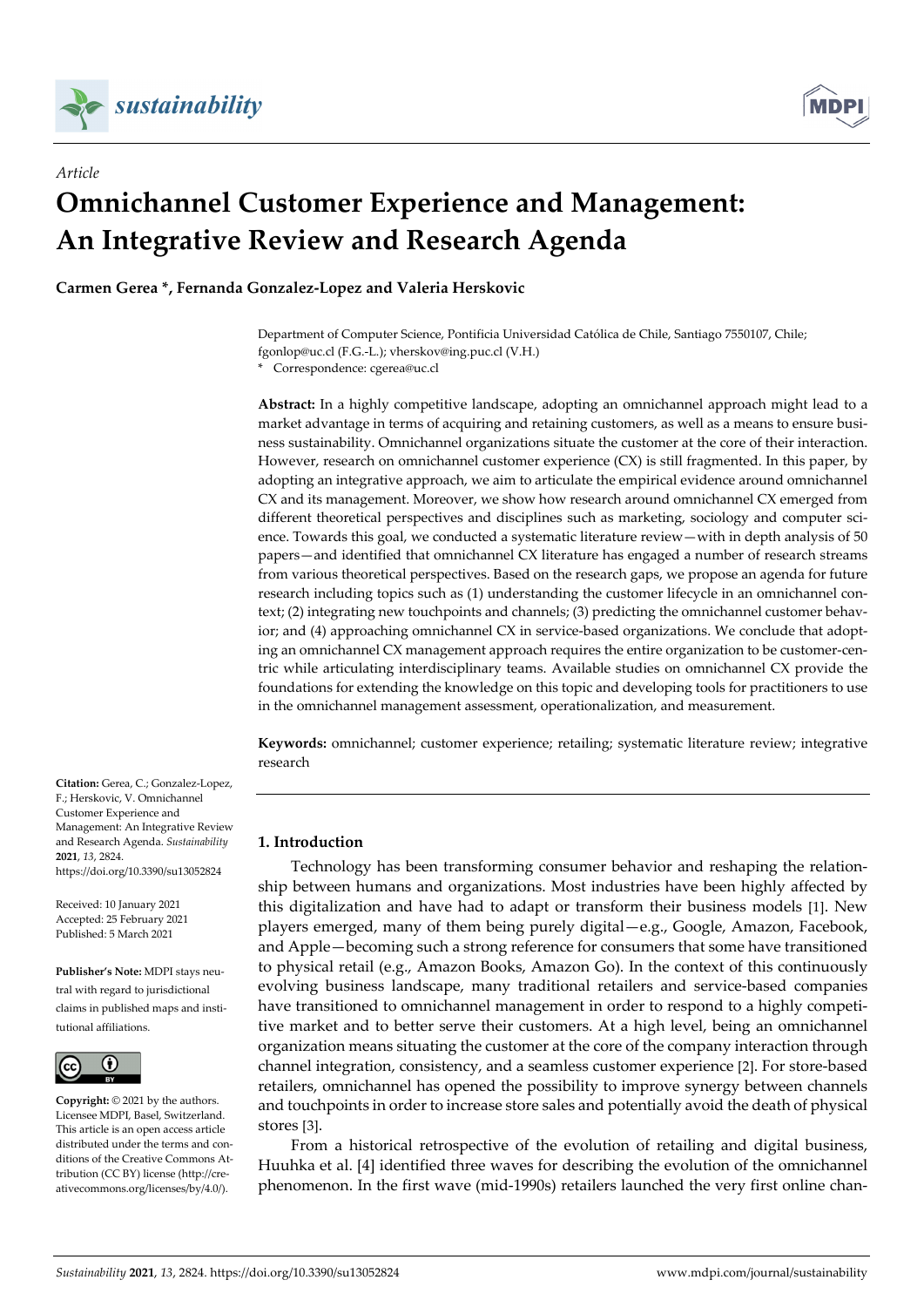*Article*

# Omnichannel Customer Experience and Management: An Integrative Review and Research Agenda

**Carmen Gerea \*, Fernanda Gonzalez-Lopez and Valeria Herskovic**

Department of Computer Science, Pontificia Universidad Católica de Chile, Santiago 7550107, Chile; fgonlop@uc.cl (F.G.-L.); vherskov@ing.puc.cl (V.H.)
\* Correspondence: cgerea@uc.cl

**Abstract:** In a highly competitive landscape, adopting an omnichannel approach might lead to a market advantage in terms of acquiring and retaining customers, as well as a means to ensure business sustainability. Omnichannel organizations situate the customer at the core of their interaction. However, research on omnichannel customer experience (CX) is still fragmented. In this paper, by adopting an integrative approach, we aim to articulate the empirical evidence around omnichannel CX and its management. Moreover, we show how research around omnichannel CX emerged from different theoretical perspectives and disciplines such as marketing, sociology and computer science. Towards this goal, we conducted a systematic literature review—with in depth analysis of 50 papers—and identified that omnichannel CX literature has engaged a number of research streams from various theoretical perspectives. Based on the research gaps, we propose an agenda for future research including topics such as (1) understanding the customer lifecycle in an omnichannel context; (2) integrating new touchpoints and channels; (3) predicting the omnichannel customer behavior; and (4) approaching omnichannel CX in service-based organizations. We conclude that adopting an omnichannel CX management approach requires the entire organization to be customer-centric while articulating interdisciplinary teams. Available studies on omnichannel CX provide the foundations for extending the knowledge on this topic and developing tools for practitioners to use in the omnichannel management assessment, operationalization, and measurement.

**Keywords:** omnichannel; customer experience; retailing; systematic literature review; integrative research

**Citation:** Gerea, C.; Gonzalez-Lopez, F.; Herskovic, V. Omnichannel Customer Experience and Management: An Integrative Review and Research Agenda. *Sustainability* **2021**, *13*, 2824. https://doi.org/10.3390/su13052824

Received: 10 January 2021
Accepted: 25 February 2021
Published: 5 March 2021

**Publisher's Note:** MDPI stays neutral with regard to jurisdictional claims in published maps and institutional affiliations.

**Copyright:** © 2021 by the authors. Licensee MDPI, Basel, Switzerland. This article is an open access article distributed under the terms and conditions of the Creative Commons Attribution (CC BY) license (http://creativecommons.org/licenses/by/4.0/).

## 1. Introduction

Technology has been transforming consumer behavior and reshaping the relationship between humans and organizations. Most industries have been highly affected by this digitalization and have had to adapt or transform their business models [1]. New players emerged, many of them being purely digital—e.g., Google, Amazon, Facebook, and Apple—becoming such a strong reference for consumers that some have transitioned to physical retail (e.g., Amazon Books, Amazon Go). In the context of this continuously evolving business landscape, many traditional retailers and service-based companies have transitioned to omnichannel management in order to respond to a highly competitive market and to better serve their customers. At a high level, being an omnichannel organization means situating the customer at the core of the company interaction through channel integration, consistency, and a seamless customer experience [2]. For store-based retailers, omnichannel has opened the possibility to improve synergy between channels and touchpoints in order to increase store sales and potentially avoid the death of physical stores [3].

From a historical retrospective of the evolution of retailing and digital business, Huuhka et al. [4] identified three waves for describing the evolution of the omnichannel phenomenon. In the first wave (mid-1990s) retailers launched the very first online chan-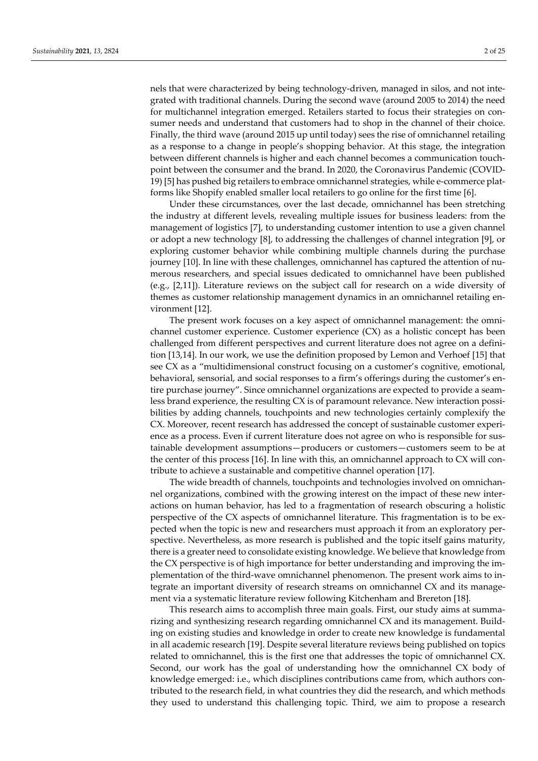nels that were characterized by being technology-driven, managed in silos, and not integrated with traditional channels. During the second wave (around 2005 to 2014) the need for multichannel integration emerged. Retailers started to focus their strategies on consumer needs and understand that customers had to shop in the channel of their choice. Finally, the third wave (around 2015 up until today) sees the rise of omnichannel retailing as a response to a change in people's shopping behavior. At this stage, the integration between different channels is higher and each channel becomes a communication touchpoint between the consumer and the brand. In 2020, the Coronavirus Pandemic (COVID-19) [5] has pushed big retailers to embrace omnichannel strategies, while e-commerce platforms like Shopify enabled smaller local retailers to go online for the first time [6].

Under these circumstances, over the last decade, omnichannel has been stretching the industry at different levels, revealing multiple issues for business leaders: from the management of logistics [7], to understanding customer intention to use a given channel or adopt a new technology [8], to addressing the challenges of channel integration [9], or exploring customer behavior while combining multiple channels during the purchase journey [10]. In line with these challenges, omnichannel has captured the attention of numerous researchers, and special issues dedicated to omnichannel have been published (e.g., [2,11]). Literature reviews on the subject call for research on a wide diversity of themes as customer relationship management dynamics in an omnichannel retailing environment [12].

The present work focuses on a key aspect of omnichannel management: the omnichannel customer experience. Customer experience (CX) as a holistic concept has been challenged from different perspectives and current literature does not agree on a definition [13,14]. In our work, we use the definition proposed by Lemon and Verhoef [15] that see CX as a "multidimensional construct focusing on a customer's cognitive, emotional, behavioral, sensorial, and social responses to a firm's offerings during the customer's entire purchase journey". Since omnichannel organizations are expected to provide a seamless brand experience, the resulting CX is of paramount relevance. New interaction possibilities by adding channels, touchpoints and new technologies certainly complexify the CX. Moreover, recent research has addressed the concept of sustainable customer experience as a process. Even if current literature does not agree on who is responsible for sustainable development assumptions—producers or customers—customers seem to be at the center of this process [16]. In line with this, an omnichannel approach to CX will contribute to achieve a sustainable and competitive channel operation [17].

The wide breadth of channels, touchpoints and technologies involved on omnichannel organizations, combined with the growing interest on the impact of these new interactions on human behavior, has led to a fragmentation of research obscuring a holistic perspective of the CX aspects of omnichannel literature. This fragmentation is to be expected when the topic is new and researchers must approach it from an exploratory perspective. Nevertheless, as more research is published and the topic itself gains maturity, there is a greater need to consolidate existing knowledge. We believe that knowledge from the CX perspective is of high importance for better understanding and improving the implementation of the third-wave omnichannel phenomenon. The present work aims to integrate an important diversity of research streams on omnichannel CX and its management via a systematic literature review following Kitchenham and Brereton [18].

This research aims to accomplish three main goals. First, our study aims at summarizing and synthesizing research regarding omnichannel CX and its management. Building on existing studies and knowledge in order to create new knowledge is fundamental in all academic research [19]. Despite several literature reviews being published on topics related to omnichannel, this is the first one that addresses the topic of omnichannel CX. Second, our work has the goal of understanding how the omnichannel CX body of knowledge emerged: i.e., which disciplines contributions came from, which authors contributed to the research field, in what countries they did the research, and which methods they used to understand this challenging topic. Third, we aim to propose a research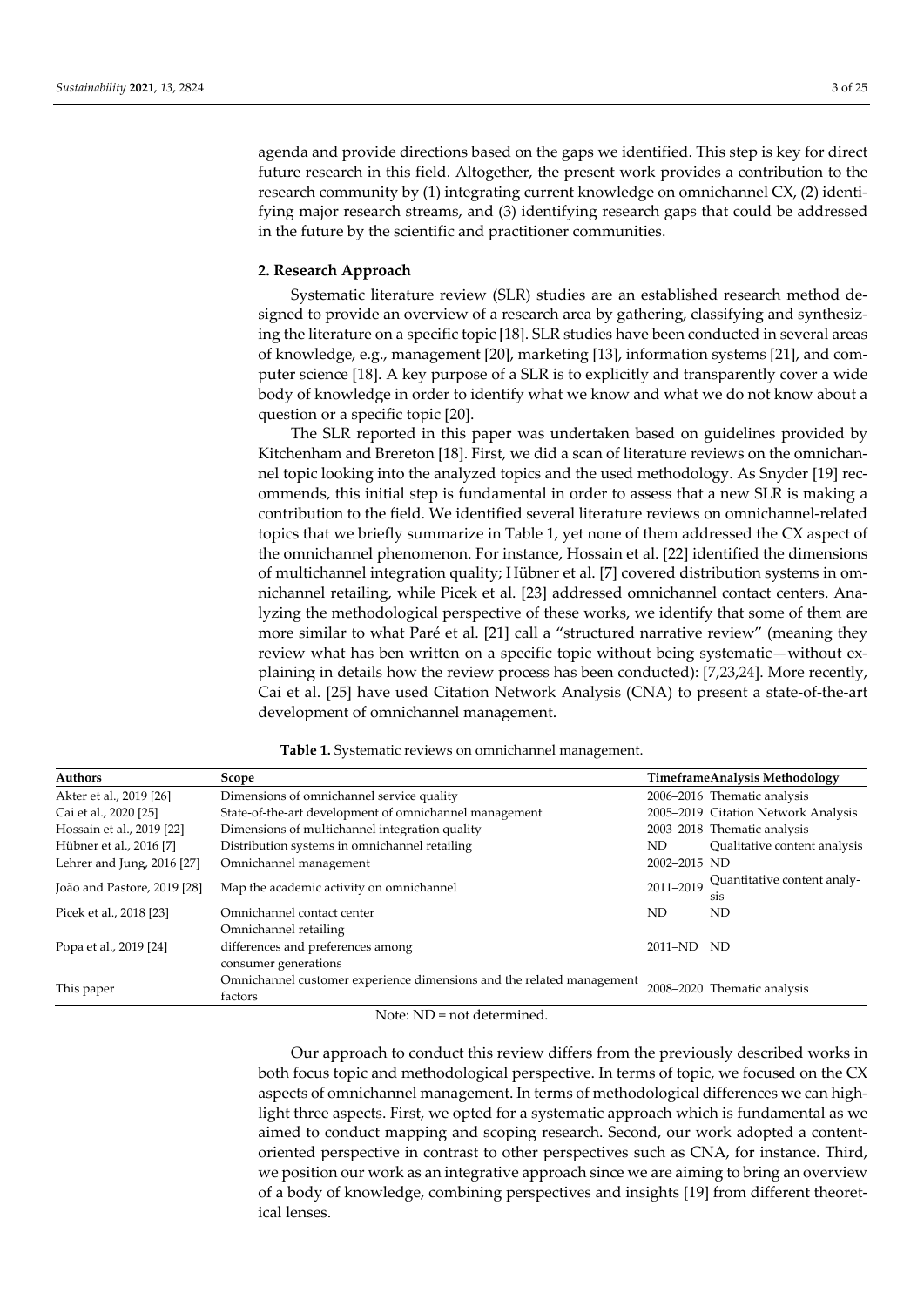agenda and provide directions based on the gaps we identified. This step is key for direct future research in this field. Altogether, the present work provides a contribution to the research community by (1) integrating current knowledge on omnichannel CX, (2) identifying major research streams, and (3) identifying research gaps that could be addressed in the future by the scientific and practitioner communities.

## 2. Research Approach

Systematic literature review (SLR) studies are an established research method designed to provide an overview of a research area by gathering, classifying and synthesizing the literature on a specific topic [18]. SLR studies have been conducted in several areas of knowledge, e.g., management [20], marketing [13], information systems [21], and computer science [18]. A key purpose of a SLR is to explicitly and transparently cover a wide body of knowledge in order to identify what we know and what we do not know about a question or a specific topic [20].

The SLR reported in this paper was undertaken based on guidelines provided by Kitchenham and Brereton [18]. First, we did a scan of literature reviews on the omnichannel topic looking into the analyzed topics and the used methodology. As Snyder [19] recommends, this initial step is fundamental in order to assess that a new SLR is making a contribution to the field. We identified several literature reviews on omnichannel-related topics that we briefly summarize in Table 1, yet none of them addressed the CX aspect of the omnichannel phenomenon. For instance, Hossain et al. [22] identified the dimensions of multichannel integration quality; Hübner et al. [7] covered distribution systems in omnichannel retailing, while Picek et al. [23] addressed omnichannel contact centers. Analyzing the methodological perspective of these works, we identify that some of them are more similar to what Paré et al. [21] call a "structured narrative review" (meaning they review what has ben written on a specific topic without being systematic—without explaining in details how the review process has been conducted): [7,23,24]. More recently, Cai et al. [25] have used Citation Network Analysis (CNA) to present a state-of-the-art development of omnichannel management.

**Table 1.** Systematic reviews on omnichannel management.

| Authors | Scope | Timeframe | Analysis Methodology |
|---|---|---|---|
| Akter et al., 2019 [26] | Dimensions of omnichannel service quality | 2006–2016 | Thematic analysis |
| Cai et al., 2020 [25] | State-of-the-art development of omnichannel management | 2005–2019 | Citation Network Analysis |
| Hossain et al., 2019 [22] | Dimensions of multichannel integration quality | 2003–2018 | Thematic analysis |
| Hübner et al., 2016 [7] | Distribution systems in omnichannel retailing | ND | Qualitative content analysis |
| Lehrer and Jung, 2016 [27] | Omnichannel management | 2002–2015 | ND |
| João and Pastore, 2019 [28] | Map the academic activity on omnichannel | 2011–2019 | Quantitative content analysis |
| Picek et al., 2018 [23] | Omnichannel contact center | ND | ND |
| Popa et al., 2019 [24] | Omnichannel retailing differences and preferences among consumer generations | 2011–ND | ND |
| This paper | Omnichannel customer experience dimensions and the related management factors | 2008–2020 | Thematic analysis |

Note: ND = not determined.

Our approach to conduct this review differs from the previously described works in both focus topic and methodological perspective. In terms of topic, we focused on the CX aspects of omnichannel management. In terms of methodological differences we can highlight three aspects. First, we opted for a systematic approach which is fundamental as we aimed to conduct mapping and scoping research. Second, our work adopted a content-oriented perspective in contrast to other perspectives such as CNA, for instance. Third, we position our work as an integrative approach since we are aiming to bring an overview of a body of knowledge, combining perspectives and insights [19] from different theoretical lenses.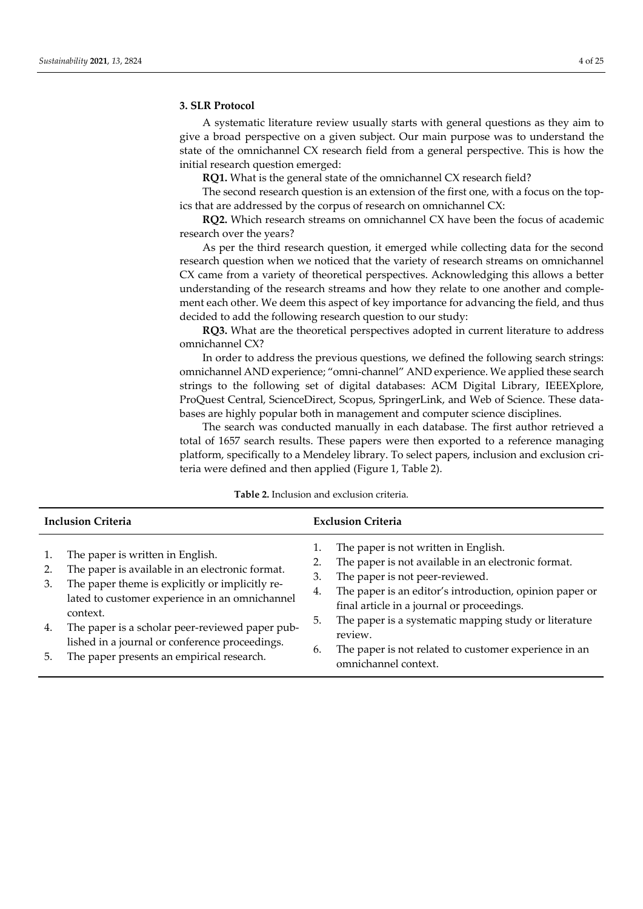## 3. SLR Protocol

A systematic literature review usually starts with general questions as they aim to give a broad perspective on a given subject. Our main purpose was to understand the state of the omnichannel CX research field from a general perspective. This is how the initial research question emerged:

**RQ1.** What is the general state of the omnichannel CX research field?

The second research question is an extension of the first one, with a focus on the topics that are addressed by the corpus of research on omnichannel CX:

**RQ2.** Which research streams on omnichannel CX have been the focus of academic research over the years?

As per the third research question, it emerged while collecting data for the second research question when we noticed that the variety of research streams on omnichannel CX came from a variety of theoretical perspectives. Acknowledging this allows a better understanding of the research streams and how they relate to one another and complement each other. We deem this aspect of key importance for advancing the field, and thus decided to add the following research question to our study:

**RQ3.** What are the theoretical perspectives adopted in current literature to address omnichannel CX?

In order to address the previous questions, we defined the following search strings: omnichannel AND experience; "omni-channel" AND experience. We applied these search strings to the following set of digital databases: ACM Digital Library, IEEEXplore, ProQuest Central, ScienceDirect, Scopus, SpringerLink, and Web of Science. These databases are highly popular both in management and computer science disciplines.

The search was conducted manually in each database. The first author retrieved a total of 1657 search results. These papers were then exported to a reference managing platform, specifically to a Mendeley library. To select papers, inclusion and exclusion criteria were defined and then applied (Figure 1, Table 2).

**Table 2.** Inclusion and exclusion criteria.

| Inclusion Criteria | Exclusion Criteria |
| --- | --- |
| 1. The paper is written in English.<br>2. The paper is available in an electronic format.<br>3. The paper theme is explicitly or implicitly related to customer experience in an omnichannel context.<br>4. The paper is a scholar peer-reviewed paper published in a journal or conference proceedings.<br>5. The paper presents an empirical research. | 1. The paper is not written in English.<br>2. The paper is not available in an electronic format.<br>3. The paper is not peer-reviewed.<br>4. The paper is an editor's introduction, opinion paper or final article in a journal or proceedings.<br>5. The paper is a systematic mapping study or literature review.<br>6. The paper is not related to customer experience in an omnichannel context. |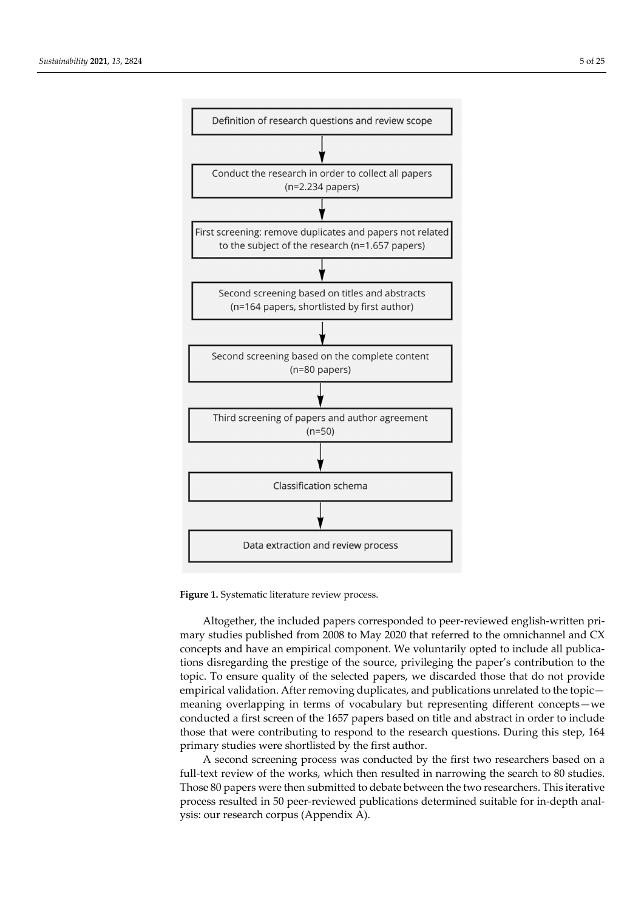Definition of research questions and review scope

↓

Conduct the research in order to collect all papers (n=2.234 papers)

↓

First screening: remove duplicates and papers not related to the subject of the research (n=1.657 papers)

↓

Second screening based on titles and abstracts (n=164 papers, shortlisted by first author)

↓

Second screening based on the complete content (n=80 papers)

↓

Third screening of papers and author agreement (n=50)

↓

Classification schema

↓

Data extraction and review process

**Figure 1.** Systematic literature review process.

Altogether, the included papers corresponded to peer-reviewed english-written primary studies published from 2008 to May 2020 that referred to the omnichannel and CX concepts and have an empirical component. We voluntarily opted to include all publications disregarding the prestige of the source, privileging the paper's contribution to the topic. To ensure quality of the selected papers, we discarded those that do not provide empirical validation. After removing duplicates, and publications unrelated to the topic—meaning overlapping in terms of vocabulary but representing different concepts—we conducted a first screen of the 1657 papers based on title and abstract in order to include those that were contributing to respond to the research questions. During this step, 164 primary studies were shortlisted by the first author.

A second screening process was conducted by the first two researchers based on a full-text review of the works, which then resulted in narrowing the search to 80 studies. Those 80 papers were then submitted to debate between the two researchers. This iterative process resulted in 50 peer-reviewed publications determined suitable for in-depth analysis: our research corpus (Appendix A).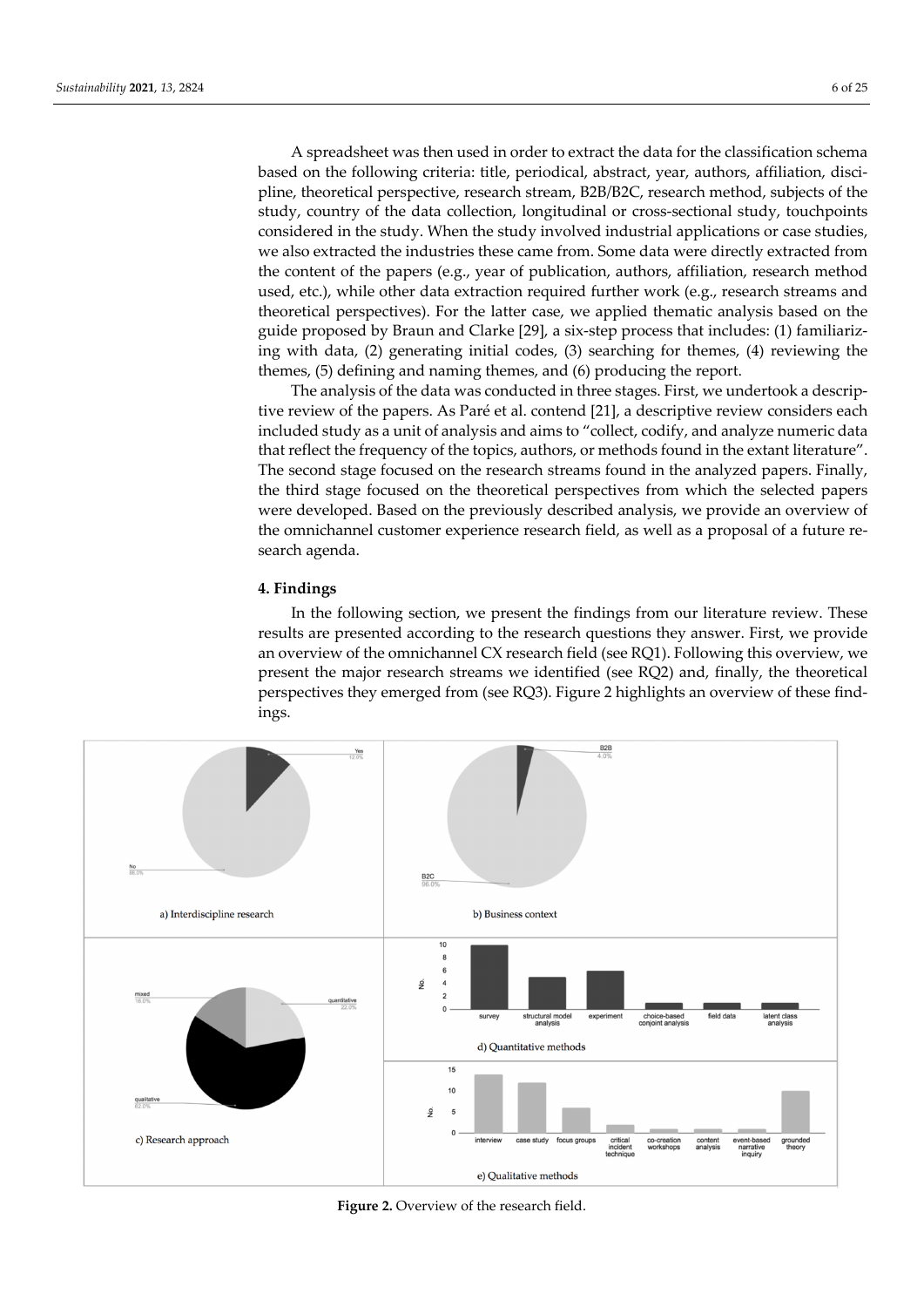A spreadsheet was then used in order to extract the data for the classification schema based on the following criteria: title, periodical, abstract, year, authors, affiliation, discipline, theoretical perspective, research stream, B2B/B2C, research method, subjects of the study, country of the data collection, longitudinal or cross-sectional study, touchpoints considered in the study. When the study involved industrial applications or case studies, we also extracted the industries these came from. Some data were directly extracted from the content of the papers (e.g., year of publication, authors, affiliation, research method used, etc.), while other data extraction required further work (e.g., research streams and theoretical perspectives). For the latter case, we applied thematic analysis based on the guide proposed by Braun and Clarke [29], a six-step process that includes: (1) familiarizing with data, (2) generating initial codes, (3) searching for themes, (4) reviewing the themes, (5) defining and naming themes, and (6) producing the report.

The analysis of the data was conducted in three stages. First, we undertook a descriptive review of the papers. As Paré et al. contend [21], a descriptive review considers each included study as a unit of analysis and aims to "collect, codify, and analyze numeric data that reflect the frequency of the topics, authors, or methods found in the extant literature". The second stage focused on the research streams found in the analyzed papers. Finally, the third stage focused on the theoretical perspectives from which the selected papers were developed. Based on the previously described analysis, we provide an overview of the omnichannel customer experience research field, as well as a proposal of a future research agenda.

## 4. Findings

In the following section, we present the findings from our literature review. These results are presented according to the research questions they answer. First, we provide an overview of the omnichannel CX research field (see RQ1). Following this overview, we present the major research streams we identified (see RQ2) and, finally, the theoretical perspectives they emerged from (see RQ3). Figure 2 highlights an overview of these findings.

**Figure 2.** Overview of the research field.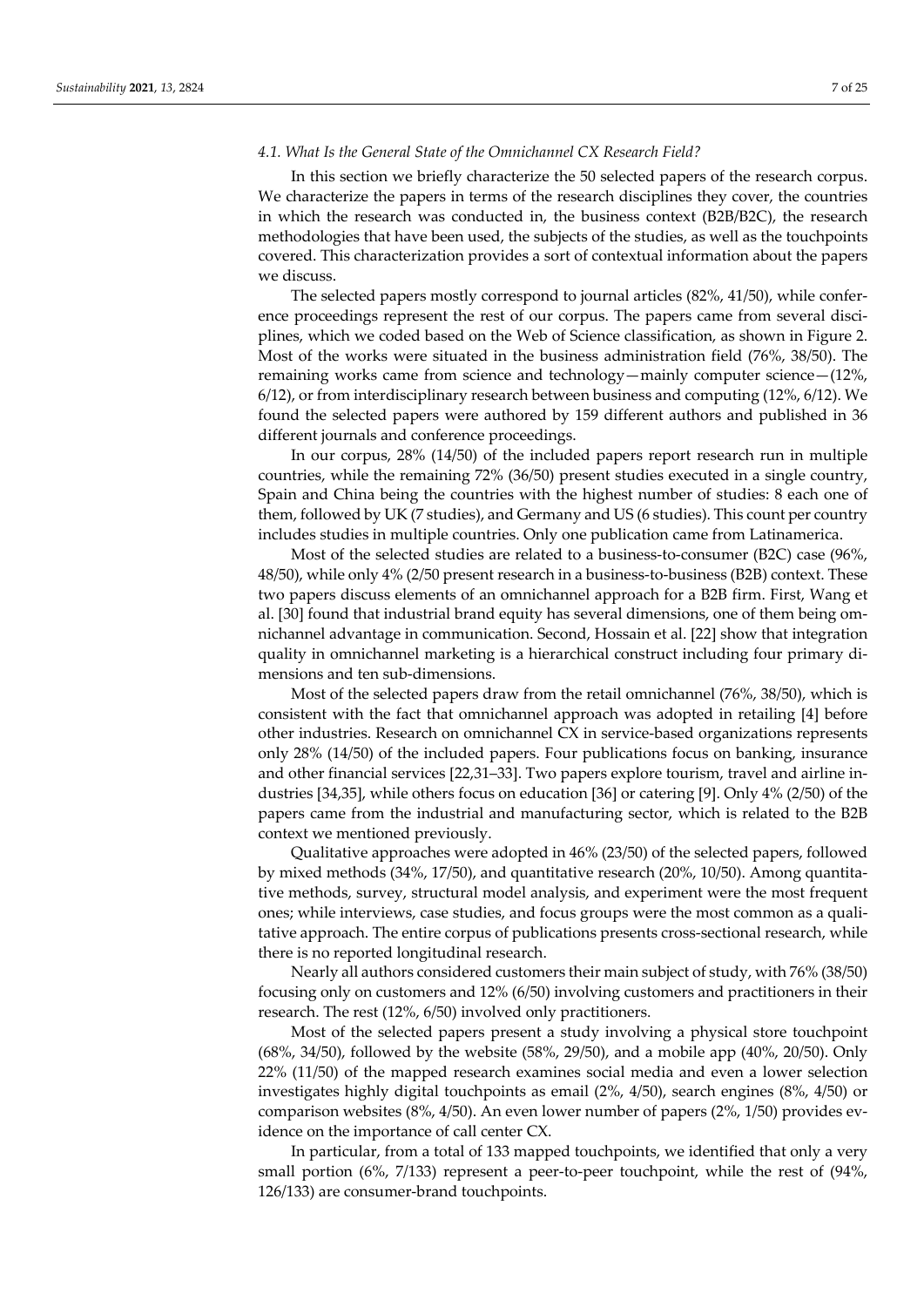### 4.1. What Is the General State of the Omnichannel CX Research Field?

In this section we briefly characterize the 50 selected papers of the research corpus. We characterize the papers in terms of the research disciplines they cover, the countries in which the research was conducted in, the business context (B2B/B2C), the research methodologies that have been used, the subjects of the studies, as well as the touchpoints covered. This characterization provides a sort of contextual information about the papers we discuss.

The selected papers mostly correspond to journal articles (82%, 41/50), while conference proceedings represent the rest of our corpus. The papers came from several disciplines, which we coded based on the Web of Science classification, as shown in Figure 2. Most of the works were situated in the business administration field (76%, 38/50). The remaining works came from science and technology—mainly computer science—(12%, 6/12), or from interdisciplinary research between business and computing (12%, 6/12). We found the selected papers were authored by 159 different authors and published in 36 different journals and conference proceedings.

In our corpus, 28% (14/50) of the included papers report research run in multiple countries, while the remaining 72% (36/50) present studies executed in a single country, Spain and China being the countries with the highest number of studies: 8 each one of them, followed by UK (7 studies), and Germany and US (6 studies). This count per country includes studies in multiple countries. Only one publication came from Latinamerica.

Most of the selected studies are related to a business-to-consumer (B2C) case (96%, 48/50), while only 4% (2/50 present research in a business-to-business (B2B) context. These two papers discuss elements of an omnichannel approach for a B2B firm. First, Wang et al. [30] found that industrial brand equity has several dimensions, one of them being omnichannel advantage in communication. Second, Hossain et al. [22] show that integration quality in omnichannel marketing is a hierarchical construct including four primary dimensions and ten sub-dimensions.

Most of the selected papers draw from the retail omnichannel (76%, 38/50), which is consistent with the fact that omnichannel approach was adopted in retailing [4] before other industries. Research on omnichannel CX in service-based organizations represents only 28% (14/50) of the included papers. Four publications focus on banking, insurance and other financial services [22,31–33]. Two papers explore tourism, travel and airline industries [34,35], while others focus on education [36] or catering [9]. Only 4% (2/50) of the papers came from the industrial and manufacturing sector, which is related to the B2B context we mentioned previously.

Qualitative approaches were adopted in 46% (23/50) of the selected papers, followed by mixed methods (34%, 17/50), and quantitative research (20%, 10/50). Among quantitative methods, survey, structural model analysis, and experiment were the most frequent ones; while interviews, case studies, and focus groups were the most common as a qualitative approach. The entire corpus of publications presents cross-sectional research, while there is no reported longitudinal research.

Nearly all authors considered customers their main subject of study, with 76% (38/50) focusing only on customers and 12% (6/50) involving customers and practitioners in their research. The rest (12%, 6/50) involved only practitioners.

Most of the selected papers present a study involving a physical store touchpoint (68%, 34/50), followed by the website (58%, 29/50), and a mobile app (40%, 20/50). Only 22% (11/50) of the mapped research examines social media and even a lower selection investigates highly digital touchpoints as email (2%, 4/50), search engines (8%, 4/50) or comparison websites (8%, 4/50). An even lower number of papers (2%, 1/50) provides evidence on the importance of call center CX.

In particular, from a total of 133 mapped touchpoints, we identified that only a very small portion (6%, 7/133) represent a peer-to-peer touchpoint, while the rest of (94%, 126/133) are consumer-brand touchpoints.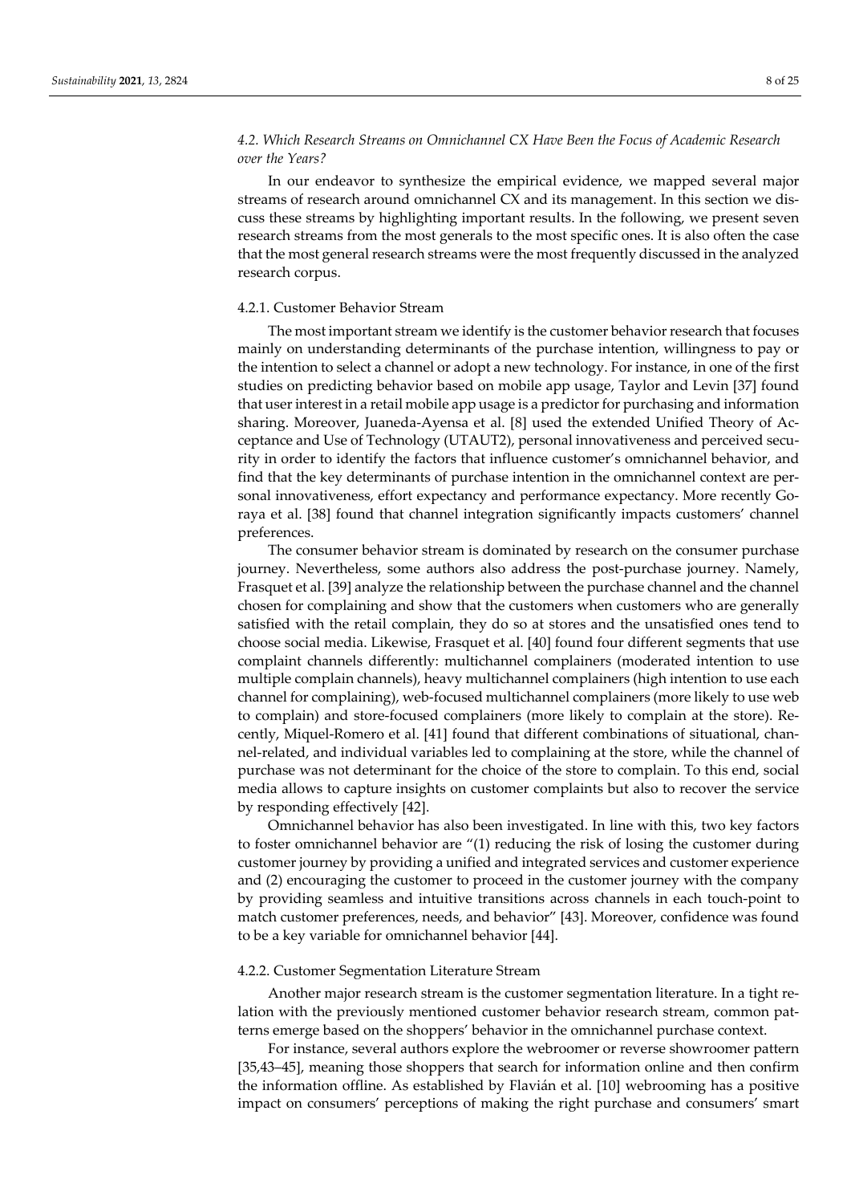### *4.2. Which Research Streams on Omnichannel CX Have Been the Focus of Academic Research over the Years?*

In our endeavor to synthesize the empirical evidence, we mapped several major streams of research around omnichannel CX and its management. In this section we discuss these streams by highlighting important results. In the following, we present seven research streams from the most generals to the most specific ones. It is also often the case that the most general research streams were the most frequently discussed in the analyzed research corpus.

#### 4.2.1. Customer Behavior Stream

The most important stream we identify is the customer behavior research that focuses mainly on understanding determinants of the purchase intention, willingness to pay or the intention to select a channel or adopt a new technology. For instance, in one of the first studies on predicting behavior based on mobile app usage, Taylor and Levin [37] found that user interest in a retail mobile app usage is a predictor for purchasing and information sharing. Moreover, Juaneda-Ayensa et al. [8] used the extended Unified Theory of Acceptance and Use of Technology (UTAUT2), personal innovativeness and perceived security in order to identify the factors that influence customer's omnichannel behavior, and find that the key determinants of purchase intention in the omnichannel context are personal innovativeness, effort expectancy and performance expectancy. More recently Goraya et al. [38] found that channel integration significantly impacts customers' channel preferences.

The consumer behavior stream is dominated by research on the consumer purchase journey. Nevertheless, some authors also address the post-purchase journey. Namely, Frasquet et al. [39] analyze the relationship between the purchase channel and the channel chosen for complaining and show that the customers when customers who are generally satisfied with the retail complain, they do so at stores and the unsatisfied ones tend to choose social media. Likewise, Frasquet et al. [40] found four different segments that use complaint channels differently: multichannel complainers (moderated intention to use multiple complain channels), heavy multichannel complainers (high intention to use each channel for complaining), web-focused multichannel complainers (more likely to use web to complain) and store-focused complainers (more likely to complain at the store). Recently, Miquel-Romero et al. [41] found that different combinations of situational, channel-related, and individual variables led to complaining at the store, while the channel of purchase was not determinant for the choice of the store to complain. To this end, social media allows to capture insights on customer complaints but also to recover the service by responding effectively [42].

Omnichannel behavior has also been investigated. In line with this, two key factors to foster omnichannel behavior are "(1) reducing the risk of losing the customer during customer journey by providing a unified and integrated services and customer experience and (2) encouraging the customer to proceed in the customer journey with the company by providing seamless and intuitive transitions across channels in each touch-point to match customer preferences, needs, and behavior" [43]. Moreover, confidence was found to be a key variable for omnichannel behavior [44].

#### 4.2.2. Customer Segmentation Literature Stream

Another major research stream is the customer segmentation literature. In a tight relation with the previously mentioned customer behavior research stream, common patterns emerge based on the shoppers' behavior in the omnichannel purchase context.

For instance, several authors explore the webroomer or reverse showroomer pattern [35,43–45], meaning those shoppers that search for information online and then confirm the information offline. As established by Flavián et al. [10] webrooming has a positive impact on consumers' perceptions of making the right purchase and consumers' smart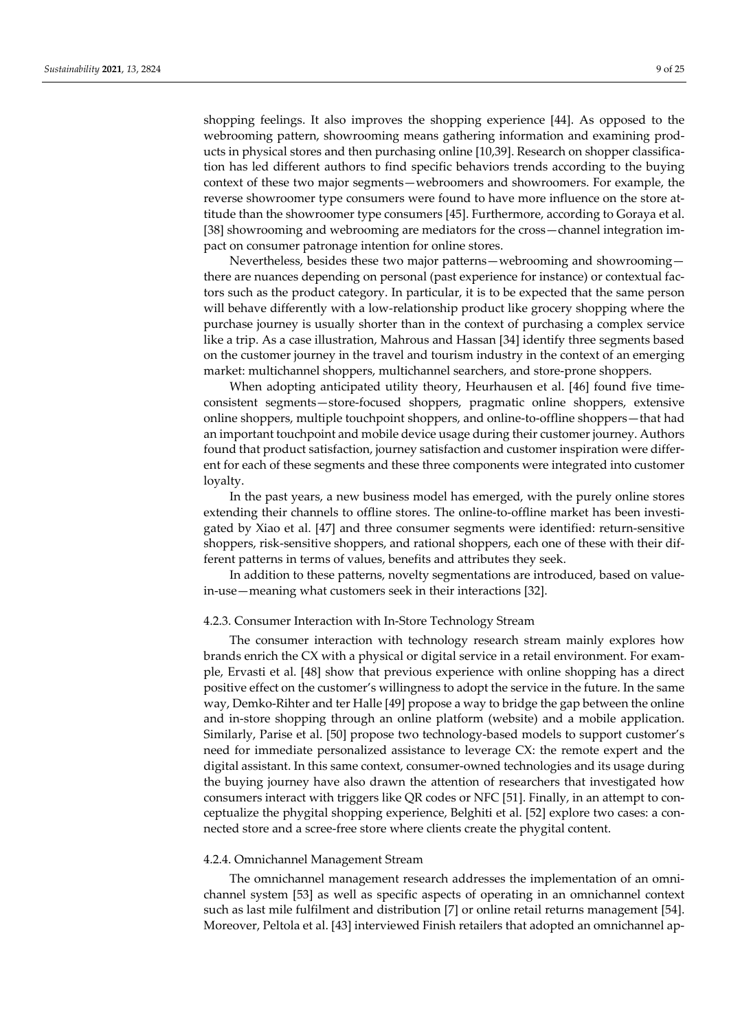shopping feelings. It also improves the shopping experience [44]. As opposed to the webrooming pattern, showrooming means gathering information and examining products in physical stores and then purchasing online [10,39]. Research on shopper classification has led different authors to find specific behaviors trends according to the buying context of these two major segments—webroomers and showroomers. For example, the reverse showroomer type consumers were found to have more influence on the store attitude than the showroomer type consumers [45]. Furthermore, according to Goraya et al. [38] showrooming and webrooming are mediators for the cross—channel integration impact on consumer patronage intention for online stores.

Nevertheless, besides these two major patterns—webrooming and showrooming—there are nuances depending on personal (past experience for instance) or contextual factors such as the product category. In particular, it is to be expected that the same person will behave differently with a low-relationship product like grocery shopping where the purchase journey is usually shorter than in the context of purchasing a complex service like a trip. As a case illustration, Mahrous and Hassan [34] identify three segments based on the customer journey in the travel and tourism industry in the context of an emerging market: multichannel shoppers, multichannel searchers, and store-prone shoppers.

When adopting anticipated utility theory, Heurhausen et al. [46] found five time-consistent segments—store-focused shoppers, pragmatic online shoppers, extensive online shoppers, multiple touchpoint shoppers, and online-to-offline shoppers—that had an important touchpoint and mobile device usage during their customer journey. Authors found that product satisfaction, journey satisfaction and customer inspiration were different for each of these segments and these three components were integrated into customer loyalty.

In the past years, a new business model has emerged, with the purely online stores extending their channels to offline stores. The online-to-offline market has been investigated by Xiao et al. [47] and three consumer segments were identified: return-sensitive shoppers, risk-sensitive shoppers, and rational shoppers, each one of these with their different patterns in terms of values, benefits and attributes they seek.

In addition to these patterns, novelty segmentations are introduced, based on value-in-use—meaning what customers seek in their interactions [32].

#### 4.2.3. Consumer Interaction with In-Store Technology Stream

The consumer interaction with technology research stream mainly explores how brands enrich the CX with a physical or digital service in a retail environment. For example, Ervasti et al. [48] show that previous experience with online shopping has a direct positive effect on the customer's willingness to adopt the service in the future. In the same way, Demko-Rihter and ter Halle [49] propose a way to bridge the gap between the online and in-store shopping through an online platform (website) and a mobile application. Similarly, Parise et al. [50] propose two technology-based models to support customer's need for immediate personalized assistance to leverage CX: the remote expert and the digital assistant. In this same context, consumer-owned technologies and its usage during the buying journey have also drawn the attention of researchers that investigated how consumers interact with triggers like QR codes or NFC [51]. Finally, in an attempt to conceptualize the phygital shopping experience, Belghiti et al. [52] explore two cases: a connected store and a scree-free store where clients create the phygital content.

#### 4.2.4. Omnichannel Management Stream

The omnichannel management research addresses the implementation of an omnichannel system [53] as well as specific aspects of operating in an omnichannel context such as last mile fulfilment and distribution [7] or online retail returns management [54]. Moreover, Peltola et al. [43] interviewed Finish retailers that adopted an omnichannel ap-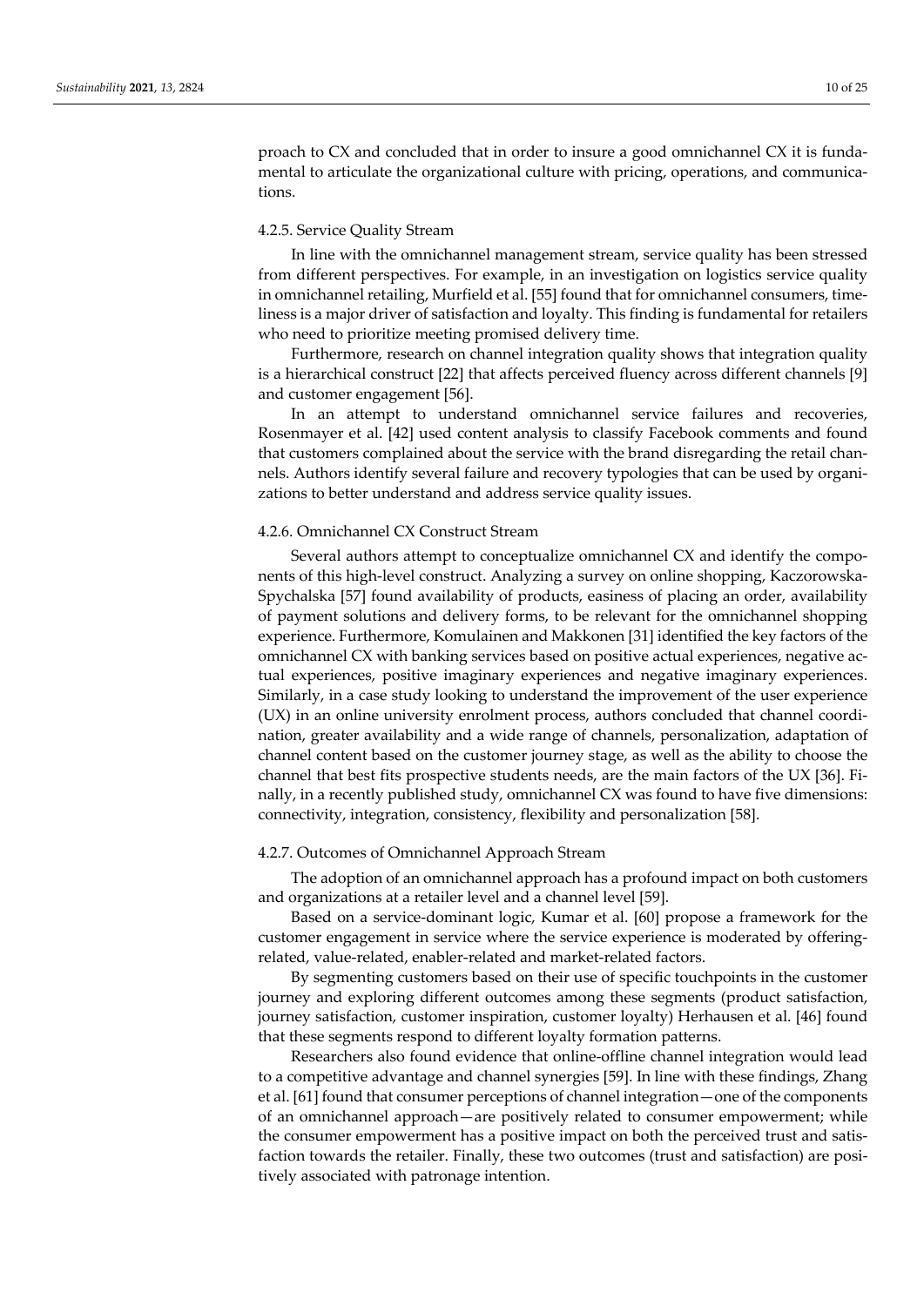proach to CX and concluded that in order to insure a good omnichannel CX it is fundamental to articulate the organizational culture with pricing, operations, and communications.

#### 4.2.5. Service Quality Stream

In line with the omnichannel management stream, service quality has been stressed from different perspectives. For example, in an investigation on logistics service quality in omnichannel retailing, Murfield et al. [55] found that for omnichannel consumers, timeliness is a major driver of satisfaction and loyalty. This finding is fundamental for retailers who need to prioritize meeting promised delivery time.

Furthermore, research on channel integration quality shows that integration quality is a hierarchical construct [22] that affects perceived fluency across different channels [9] and customer engagement [56].

In an attempt to understand omnichannel service failures and recoveries, Rosenmayer et al. [42] used content analysis to classify Facebook comments and found that customers complained about the service with the brand disregarding the retail channels. Authors identify several failure and recovery typologies that can be used by organizations to better understand and address service quality issues.

#### 4.2.6. Omnichannel CX Construct Stream

Several authors attempt to conceptualize omnichannel CX and identify the components of this high-level construct. Analyzing a survey on online shopping, Kaczorowska-Spychalska [57] found availability of products, easiness of placing an order, availability of payment solutions and delivery forms, to be relevant for the omnichannel shopping experience. Furthermore, Komulainen and Makkonen [31] identified the key factors of the omnichannel CX with banking services based on positive actual experiences, negative actual experiences, positive imaginary experiences and negative imaginary experiences. Similarly, in a case study looking to understand the improvement of the user experience (UX) in an online university enrolment process, authors concluded that channel coordination, greater availability and a wide range of channels, personalization, adaptation of channel content based on the customer journey stage, as well as the ability to choose the channel that best fits prospective students needs, are the main factors of the UX [36]. Finally, in a recently published study, omnichannel CX was found to have five dimensions: connectivity, integration, consistency, flexibility and personalization [58].

#### 4.2.7. Outcomes of Omnichannel Approach Stream

The adoption of an omnichannel approach has a profound impact on both customers and organizations at a retailer level and a channel level [59].

Based on a service-dominant logic, Kumar et al. [60] propose a framework for the customer engagement in service where the service experience is moderated by offering-related, value-related, enabler-related and market-related factors.

By segmenting customers based on their use of specific touchpoints in the customer journey and exploring different outcomes among these segments (product satisfaction, journey satisfaction, customer inspiration, customer loyalty) Herhausen et al. [46] found that these segments respond to different loyalty formation patterns.

Researchers also found evidence that online-offline channel integration would lead to a competitive advantage and channel synergies [59]. In line with these findings, Zhang et al. [61] found that consumer perceptions of channel integration—one of the components of an omnichannel approach—are positively related to consumer empowerment; while the consumer empowerment has a positive impact on both the perceived trust and satisfaction towards the retailer. Finally, these two outcomes (trust and satisfaction) are positively associated with patronage intention.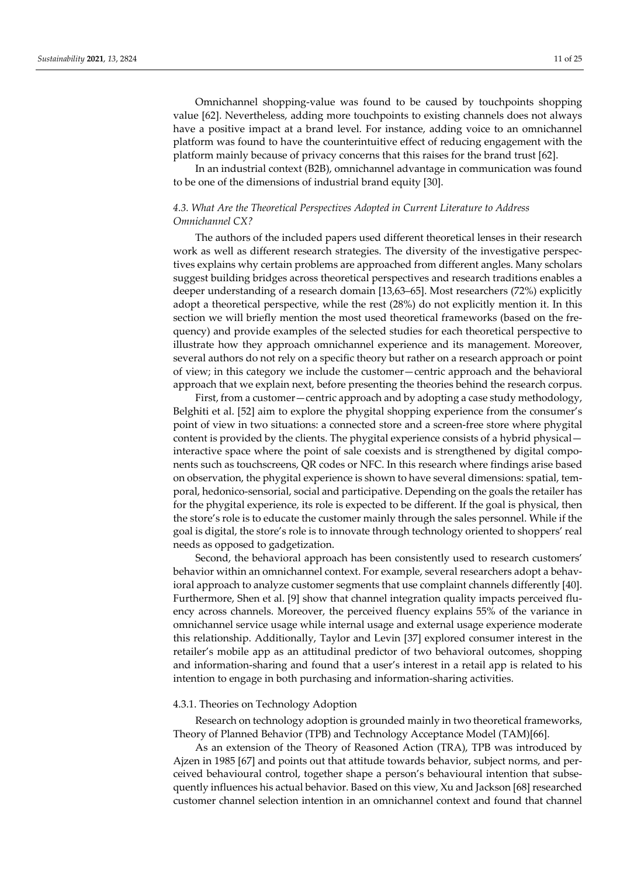Omnichannel shopping-value was found to be caused by touchpoints shopping value [62]. Nevertheless, adding more touchpoints to existing channels does not always have a positive impact at a brand level. For instance, adding voice to an omnichannel platform was found to have the counterintuitive effect of reducing engagement with the platform mainly because of privacy concerns that this raises for the brand trust [62].

In an industrial context (B2B), omnichannel advantage in communication was found to be one of the dimensions of industrial brand equity [30].

### 4.3. What Are the Theoretical Perspectives Adopted in Current Literature to Address Omnichannel CX?

The authors of the included papers used different theoretical lenses in their research work as well as different research strategies. The diversity of the investigative perspectives explains why certain problems are approached from different angles. Many scholars suggest building bridges across theoretical perspectives and research traditions enables a deeper understanding of a research domain [13,63–65]. Most researchers (72%) explicitly adopt a theoretical perspective, while the rest (28%) do not explicitly mention it. In this section we will briefly mention the most used theoretical frameworks (based on the frequency) and provide examples of the selected studies for each theoretical perspective to illustrate how they approach omnichannel experience and its management. Moreover, several authors do not rely on a specific theory but rather on a research approach or point of view; in this category we include the customer—centric approach and the behavioral approach that we explain next, before presenting the theories behind the research corpus.

First, from a customer—centric approach and by adopting a case study methodology, Belghiti et al. [52] aim to explore the phygital shopping experience from the consumer's point of view in two situations: a connected store and a screen-free store where phygital content is provided by the clients. The phygital experience consists of a hybrid physical—interactive space where the point of sale coexists and is strengthened by digital components such as touchscreens, QR codes or NFC. In this research where findings arise based on observation, the phygital experience is shown to have several dimensions: spatial, temporal, hedonico-sensorial, social and participative. Depending on the goals the retailer has for the phygital experience, its role is expected to be different. If the goal is physical, then the store's role is to educate the customer mainly through the sales personnel. While if the goal is digital, the store's role is to innovate through technology oriented to shoppers' real needs as opposed to gadgetization.

Second, the behavioral approach has been consistently used to research customers' behavior within an omnichannel context. For example, several researchers adopt a behavioral approach to analyze customer segments that use complaint channels differently [40]. Furthermore, Shen et al. [9] show that channel integration quality impacts perceived fluency across channels. Moreover, the perceived fluency explains 55% of the variance in omnichannel service usage while internal usage and external usage experience moderate this relationship. Additionally, Taylor and Levin [37] explored consumer interest in the retailer's mobile app as an attitudinal predictor of two behavioral outcomes, shopping and information-sharing and found that a user's interest in a retail app is related to his intention to engage in both purchasing and information-sharing activities.

#### 4.3.1. Theories on Technology Adoption

Research on technology adoption is grounded mainly in two theoretical frameworks, Theory of Planned Behavior (TPB) and Technology Acceptance Model (TAM)[66].

As an extension of the Theory of Reasoned Action (TRA), TPB was introduced by Ajzen in 1985 [67] and points out that attitude towards behavior, subject norms, and perceived behavioural control, together shape a person's behavioural intention that subsequently influences his actual behavior. Based on this view, Xu and Jackson [68] researched customer channel selection intention in an omnichannel context and found that channel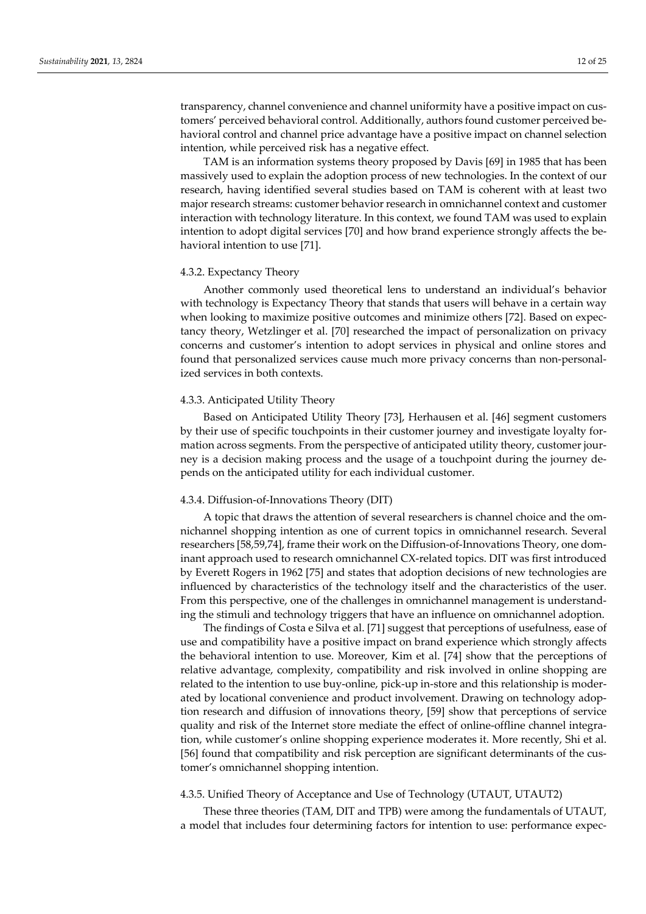transparency, channel convenience and channel uniformity have a positive impact on customers' perceived behavioral control. Additionally, authors found customer perceived behavioral control and channel price advantage have a positive impact on channel selection intention, while perceived risk has a negative effect.

TAM is an information systems theory proposed by Davis [69] in 1985 that has been massively used to explain the adoption process of new technologies. In the context of our research, having identified several studies based on TAM is coherent with at least two major research streams: customer behavior research in omnichannel context and customer interaction with technology literature. In this context, we found TAM was used to explain intention to adopt digital services [70] and how brand experience strongly affects the behavioral intention to use [71].

#### 4.3.2. Expectancy Theory

Another commonly used theoretical lens to understand an individual's behavior with technology is Expectancy Theory that stands that users will behave in a certain way when looking to maximize positive outcomes and minimize others [72]. Based on expectancy theory, Wetzlinger et al. [70] researched the impact of personalization on privacy concerns and customer's intention to adopt services in physical and online stores and found that personalized services cause much more privacy concerns than non-personalized services in both contexts.

#### 4.3.3. Anticipated Utility Theory

Based on Anticipated Utility Theory [73], Herhausen et al. [46] segment customers by their use of specific touchpoints in their customer journey and investigate loyalty formation across segments. From the perspective of anticipated utility theory, customer journey is a decision making process and the usage of a touchpoint during the journey depends on the anticipated utility for each individual customer.

#### 4.3.4. Diffusion-of-Innovations Theory (DIT)

A topic that draws the attention of several researchers is channel choice and the omnichannel shopping intention as one of current topics in omnichannel research. Several researchers [58,59,74], frame their work on the Diffusion-of-Innovations Theory, one dominant approach used to research omnichannel CX-related topics. DIT was first introduced by Everett Rogers in 1962 [75] and states that adoption decisions of new technologies are influenced by characteristics of the technology itself and the characteristics of the user. From this perspective, one of the challenges in omnichannel management is understanding the stimuli and technology triggers that have an influence on omnichannel adoption.

The findings of Costa e Silva et al. [71] suggest that perceptions of usefulness, ease of use and compatibility have a positive impact on brand experience which strongly affects the behavioral intention to use. Moreover, Kim et al. [74] show that the perceptions of relative advantage, complexity, compatibility and risk involved in online shopping are related to the intention to use buy-online, pick-up in-store and this relationship is moderated by locational convenience and product involvement. Drawing on technology adoption research and diffusion of innovations theory, [59] show that perceptions of service quality and risk of the Internet store mediate the effect of online-offline channel integration, while customer's online shopping experience moderates it. More recently, Shi et al. [56] found that compatibility and risk perception are significant determinants of the customer's omnichannel shopping intention.

#### 4.3.5. Unified Theory of Acceptance and Use of Technology (UTAUT, UTAUT2)

These three theories (TAM, DIT and TPB) were among the fundamentals of UTAUT, a model that includes four determining factors for intention to use: performance expec-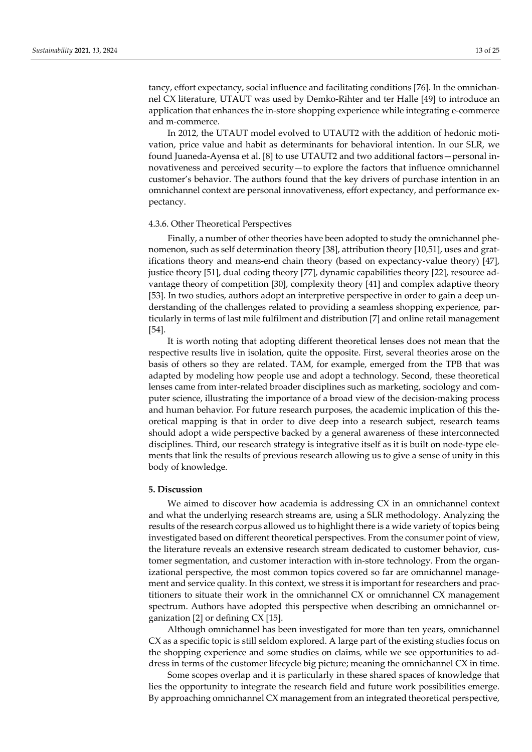tancy, effort expectancy, social influence and facilitating conditions [76]. In the omnichannel CX literature, UTAUT was used by Demko-Rihter and ter Halle [49] to introduce an application that enhances the in-store shopping experience while integrating e-commerce and m-commerce.

In 2012, the UTAUT model evolved to UTAUT2 with the addition of hedonic motivation, price value and habit as determinants for behavioral intention. In our SLR, we found Juaneda-Ayensa et al. [8] to use UTAUT2 and two additional factors—personal innovativeness and perceived security—to explore the factors that influence omnichannel customer's behavior. The authors found that the key drivers of purchase intention in an omnichannel context are personal innovativeness, effort expectancy, and performance expectancy.

#### 4.3.6. Other Theoretical Perspectives

Finally, a number of other theories have been adopted to study the omnichannel phenomenon, such as self determination theory [38], attribution theory [10,51], uses and gratifications theory and means-end chain theory (based on expectancy-value theory) [47], justice theory [51], dual coding theory [77], dynamic capabilities theory [22], resource advantage theory of competition [30], complexity theory [41] and complex adaptive theory [53]. In two studies, authors adopt an interpretive perspective in order to gain a deep understanding of the challenges related to providing a seamless shopping experience, particularly in terms of last mile fulfilment and distribution [7] and online retail management [54].

It is worth noting that adopting different theoretical lenses does not mean that the respective results live in isolation, quite the opposite. First, several theories arose on the basis of others so they are related. TAM, for example, emerged from the TPB that was adapted by modeling how people use and adopt a technology. Second, these theoretical lenses came from inter-related broader disciplines such as marketing, sociology and computer science, illustrating the importance of a broad view of the decision-making process and human behavior. For future research purposes, the academic implication of this theoretical mapping is that in order to dive deep into a research subject, research teams should adopt a wide perspective backed by a general awareness of these interconnected disciplines. Third, our research strategy is integrative itself as it is built on node-type elements that link the results of previous research allowing us to give a sense of unity in this body of knowledge.

## 5. Discussion

We aimed to discover how academia is addressing CX in an omnichannel context and what the underlying research streams are, using a SLR methodology. Analyzing the results of the research corpus allowed us to highlight there is a wide variety of topics being investigated based on different theoretical perspectives. From the consumer point of view, the literature reveals an extensive research stream dedicated to customer behavior, customer segmentation, and customer interaction with in-store technology. From the organizational perspective, the most common topics covered so far are omnichannel management and service quality. In this context, we stress it is important for researchers and practitioners to situate their work in the omnichannel CX or omnichannel CX management spectrum. Authors have adopted this perspective when describing an omnichannel organization [2] or defining CX [15].

Although omnichannel has been investigated for more than ten years, omnichannel CX as a specific topic is still seldom explored. A large part of the existing studies focus on the shopping experience and some studies on claims, while we see opportunities to address in terms of the customer lifecycle big picture; meaning the omnichannel CX in time.

Some scopes overlap and it is particularly in these shared spaces of knowledge that lies the opportunity to integrate the research field and future work possibilities emerge. By approaching omnichannel CX management from an integrated theoretical perspective,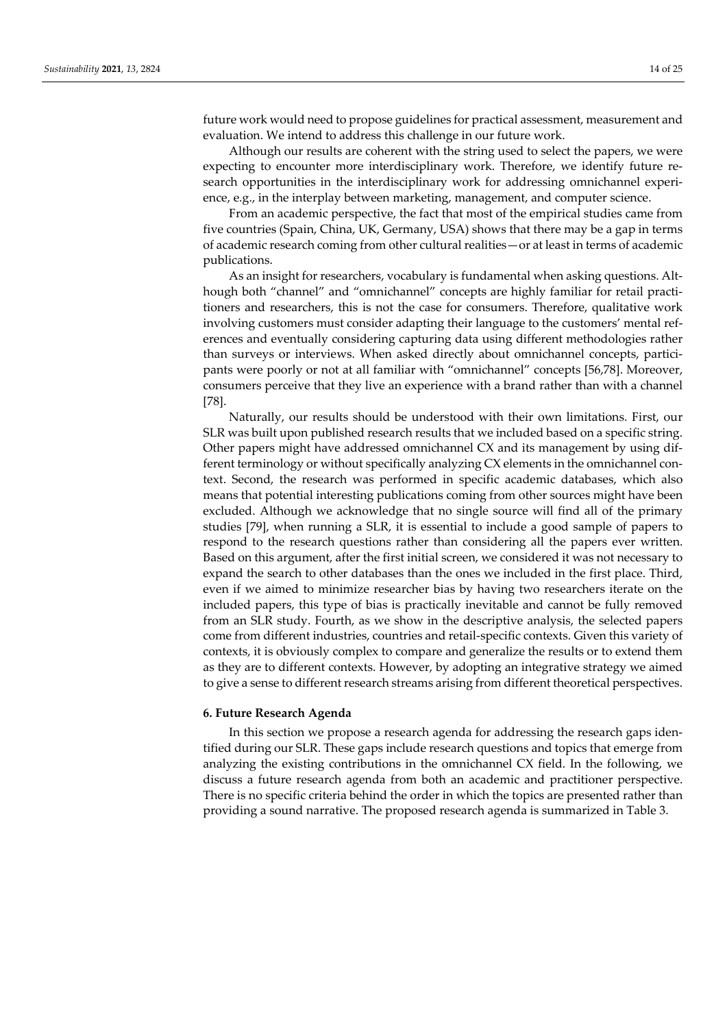future work would need to propose guidelines for practical assessment, measurement and evaluation. We intend to address this challenge in our future work.

Although our results are coherent with the string used to select the papers, we were expecting to encounter more interdisciplinary work. Therefore, we identify future research opportunities in the interdisciplinary work for addressing omnichannel experience, e.g., in the interplay between marketing, management, and computer science.

From an academic perspective, the fact that most of the empirical studies came from five countries (Spain, China, UK, Germany, USA) shows that there may be a gap in terms of academic research coming from other cultural realities—or at least in terms of academic publications.

As an insight for researchers, vocabulary is fundamental when asking questions. Although both "channel" and "omnichannel" concepts are highly familiar for retail practitioners and researchers, this is not the case for consumers. Therefore, qualitative work involving customers must consider adapting their language to the customers' mental references and eventually considering capturing data using different methodologies rather than surveys or interviews. When asked directly about omnichannel concepts, participants were poorly or not at all familiar with "omnichannel" concepts [56,78]. Moreover, consumers perceive that they live an experience with a brand rather than with a channel [78].

Naturally, our results should be understood with their own limitations. First, our SLR was built upon published research results that we included based on a specific string. Other papers might have addressed omnichannel CX and its management by using different terminology or without specifically analyzing CX elements in the omnichannel context. Second, the research was performed in specific academic databases, which also means that potential interesting publications coming from other sources might have been excluded. Although we acknowledge that no single source will find all of the primary studies [79], when running a SLR, it is essential to include a good sample of papers to respond to the research questions rather than considering all the papers ever written. Based on this argument, after the first initial screen, we considered it was not necessary to expand the search to other databases than the ones we included in the first place. Third, even if we aimed to minimize researcher bias by having two researchers iterate on the included papers, this type of bias is practically inevitable and cannot be fully removed from an SLR study. Fourth, as we show in the descriptive analysis, the selected papers come from different industries, countries and retail-specific contexts. Given this variety of contexts, it is obviously complex to compare and generalize the results or to extend them as they are to different contexts. However, by adopting an integrative strategy we aimed to give a sense to different research streams arising from different theoretical perspectives.

## 6. Future Research Agenda

In this section we propose a research agenda for addressing the research gaps identified during our SLR. These gaps include research questions and topics that emerge from analyzing the existing contributions in the omnichannel CX field. In the following, we discuss a future research agenda from both an academic and practitioner perspective. There is no specific criteria behind the order in which the topics are presented rather than providing a sound narrative. The proposed research agenda is summarized in Table 3.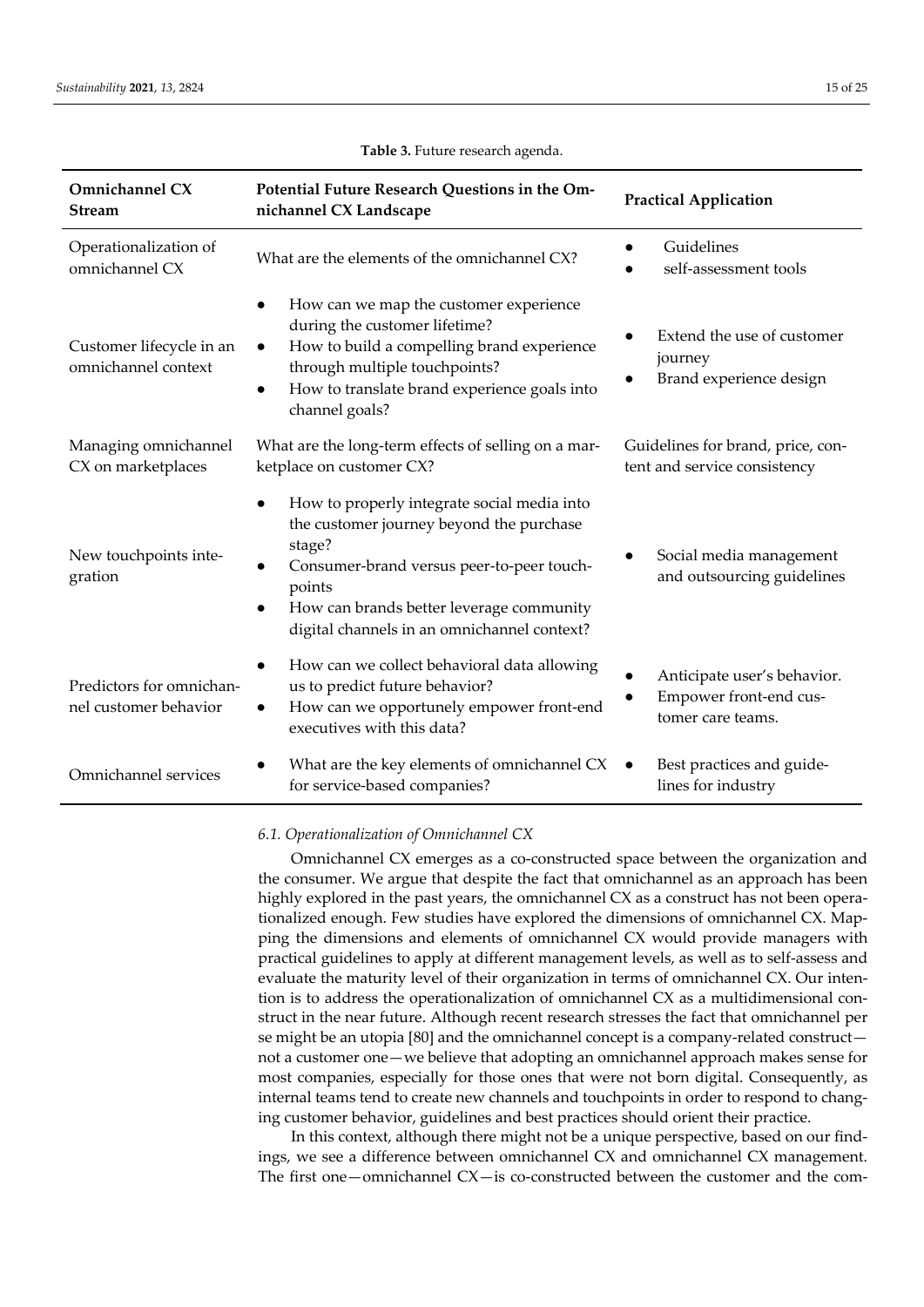**Table 3.** Future research agenda.

| Omnichannel CX Stream | Potential Future Research Questions in the Omnichannel CX Landscape | Practical Application |
|---|---|---|
| Operationalization of omnichannel CX | What are the elements of the omnichannel CX? | • Guidelines<br>• self-assessment tools |
| Customer lifecycle in an omnichannel context | • How can we map the customer experience during the customer lifetime?<br>• How to build a compelling brand experience through multiple touchpoints?<br>• How to translate brand experience goals into channel goals? | • Extend the use of customer journey<br>• Brand experience design |
| Managing omnichannel CX on marketplaces | What are the long-term effects of selling on a marketplace on customer CX? | Guidelines for brand, price, content and service consistency |
| New touchpoints integration | • How to properly integrate social media into the customer journey beyond the purchase stage?<br>• Consumer-brand versus peer-to-peer touchpoints<br>• How can brands better leverage community digital channels in an omnichannel context? | • Social media management and outsourcing guidelines |
| Predictors for omnichannel customer behavior | • How can we collect behavioral data allowing us to predict future behavior?<br>• How can we opportunely empower front-end executives with this data? | • Anticipate user's behavior.<br>• Empower front-end customer care teams. |
| Omnichannel services | • What are the key elements of omnichannel CX for service-based companies? | • Best practices and guidelines for industry |

### *6.1. Operationalization of Omnichannel CX*

Omnichannel CX emerges as a co-constructed space between the organization and the consumer. We argue that despite the fact that omnichannel as an approach has been highly explored in the past years, the omnichannel CX as a construct has not been operationalized enough. Few studies have explored the dimensions of omnichannel CX. Mapping the dimensions and elements of omnichannel CX would provide managers with practical guidelines to apply at different management levels, as well as to self-assess and evaluate the maturity level of their organization in terms of omnichannel CX. Our intention is to address the operationalization of omnichannel CX as a multidimensional construct in the near future. Although recent research stresses the fact that omnichannel per se might be an utopia [80] and the omnichannel concept is a company-related construct—not a customer one—we believe that adopting an omnichannel approach makes sense for most companies, especially for those ones that were not born digital. Consequently, as internal teams tend to create new channels and touchpoints in order to respond to changing customer behavior, guidelines and best practices should orient their practice.

In this context, although there might not be a unique perspective, based on our findings, we see a difference between omnichannel CX and omnichannel CX management. The first one—omnichannel CX—is co-constructed between the customer and the com-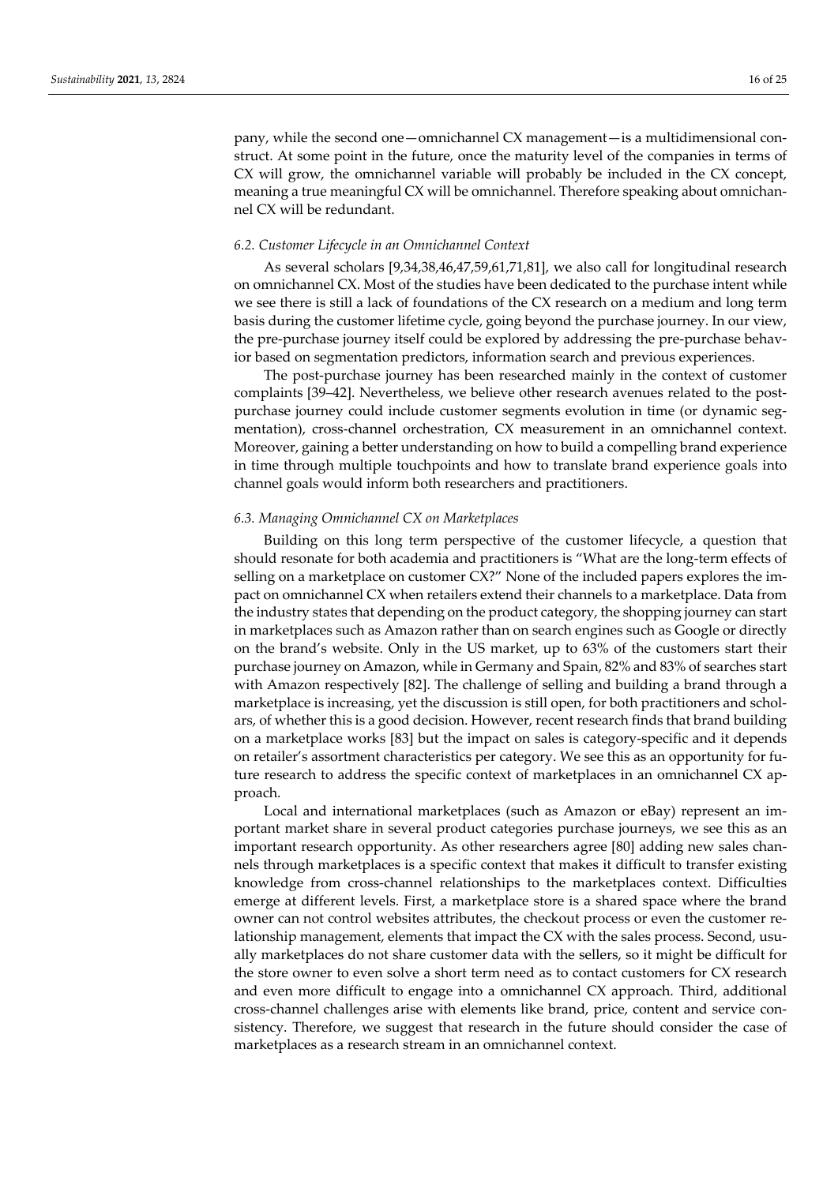pany, while the second one—omnichannel CX management—is a multidimensional construct. At some point in the future, once the maturity level of the companies in terms of CX will grow, the omnichannel variable will probably be included in the CX concept, meaning a true meaningful CX will be omnichannel. Therefore speaking about omnichannel CX will be redundant.

### *6.2. Customer Lifecycle in an Omnichannel Context*

As several scholars [9,34,38,46,47,59,61,71,81], we also call for longitudinal research on omnichannel CX. Most of the studies have been dedicated to the purchase intent while we see there is still a lack of foundations of the CX research on a medium and long term basis during the customer lifetime cycle, going beyond the purchase journey. In our view, the pre-purchase journey itself could be explored by addressing the pre-purchase behavior based on segmentation predictors, information search and previous experiences.

The post-purchase journey has been researched mainly in the context of customer complaints [39–42]. Nevertheless, we believe other research avenues related to the post-purchase journey could include customer segments evolution in time (or dynamic segmentation), cross-channel orchestration, CX measurement in an omnichannel context. Moreover, gaining a better understanding on how to build a compelling brand experience in time through multiple touchpoints and how to translate brand experience goals into channel goals would inform both researchers and practitioners.

### *6.3. Managing Omnichannel CX on Marketplaces*

Building on this long term perspective of the customer lifecycle, a question that should resonate for both academia and practitioners is "What are the long-term effects of selling on a marketplace on customer CX?" None of the included papers explores the impact on omnichannel CX when retailers extend their channels to a marketplace. Data from the industry states that depending on the product category, the shopping journey can start in marketplaces such as Amazon rather than on search engines such as Google or directly on the brand's website. Only in the US market, up to 63% of the customers start their purchase journey on Amazon, while in Germany and Spain, 82% and 83% of searches start with Amazon respectively [82]. The challenge of selling and building a brand through a marketplace is increasing, yet the discussion is still open, for both practitioners and scholars, of whether this is a good decision. However, recent research finds that brand building on a marketplace works [83] but the impact on sales is category-specific and it depends on retailer's assortment characteristics per category. We see this as an opportunity for future research to address the specific context of marketplaces in an omnichannel CX approach.

Local and international marketplaces (such as Amazon or eBay) represent an important market share in several product categories purchase journeys, we see this as an important research opportunity. As other researchers agree [80] adding new sales channels through marketplaces is a specific context that makes it difficult to transfer existing knowledge from cross-channel relationships to the marketplaces context. Difficulties emerge at different levels. First, a marketplace store is a shared space where the brand owner can not control websites attributes, the checkout process or even the customer relationship management, elements that impact the CX with the sales process. Second, usually marketplaces do not share customer data with the sellers, so it might be difficult for the store owner to even solve a short term need as to contact customers for CX research and even more difficult to engage into a omnichannel CX approach. Third, additional cross-channel challenges arise with elements like brand, price, content and service consistency. Therefore, we suggest that research in the future should consider the case of marketplaces as a research stream in an omnichannel context.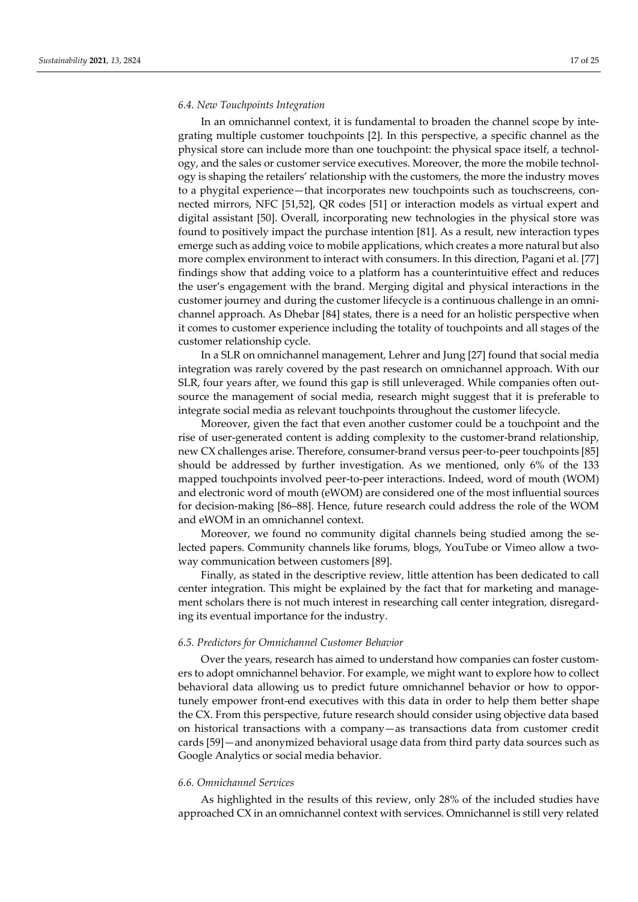### 6.4. New Touchpoints Integration

In an omnichannel context, it is fundamental to broaden the channel scope by integrating multiple customer touchpoints [2]. In this perspective, a specific channel as the physical store can include more than one touchpoint: the physical space itself, a technology, and the sales or customer service executives. Moreover, the more the mobile technology is shaping the retailers' relationship with the customers, the more the industry moves to a phygital experience—that incorporates new touchpoints such as touchscreens, connected mirrors, NFC [51,52], QR codes [51] or interaction models as virtual expert and digital assistant [50]. Overall, incorporating new technologies in the physical store was found to positively impact the purchase intention [81]. As a result, new interaction types emerge such as adding voice to mobile applications, which creates a more natural but also more complex environment to interact with consumers. In this direction, Pagani et al. [77] findings show that adding voice to a platform has a counterintuitive effect and reduces the user's engagement with the brand. Merging digital and physical interactions in the customer journey and during the customer lifecycle is a continuous challenge in an omnichannel approach. As Dhebar [84] states, there is a need for an holistic perspective when it comes to customer experience including the totality of touchpoints and all stages of the customer relationship cycle.

In a SLR on omnichannel management, Lehrer and Jung [27] found that social media integration was rarely covered by the past research on omnichannel approach. With our SLR, four years after, we found this gap is still unleveraged. While companies often outsource the management of social media, research might suggest that it is preferable to integrate social media as relevant touchpoints throughout the customer lifecycle.

Moreover, given the fact that even another customer could be a touchpoint and the rise of user-generated content is adding complexity to the customer-brand relationship, new CX challenges arise. Therefore, consumer-brand versus peer-to-peer touchpoints [85] should be addressed by further investigation. As we mentioned, only 6% of the 133 mapped touchpoints involved peer-to-peer interactions. Indeed, word of mouth (WOM) and electronic word of mouth (eWOM) are considered one of the most influential sources for decision-making [86–88]. Hence, future research could address the role of the WOM and eWOM in an omnichannel context.

Moreover, we found no community digital channels being studied among the selected papers. Community channels like forums, blogs, YouTube or Vimeo allow a two-way communication between customers [89].

Finally, as stated in the descriptive review, little attention has been dedicated to call center integration. This might be explained by the fact that for marketing and management scholars there is not much interest in researching call center integration, disregarding its eventual importance for the industry.

### 6.5. Predictors for Omnichannel Customer Behavior

Over the years, research has aimed to understand how companies can foster customers to adopt omnichannel behavior. For example, we might want to explore how to collect behavioral data allowing us to predict future omnichannel behavior or how to opportunely empower front-end executives with this data in order to help them better shape the CX. From this perspective, future research should consider using objective data based on historical transactions with a company—as transactions data from customer credit cards [59]—and anonymized behavioral usage data from third party data sources such as Google Analytics or social media behavior.

### 6.6. Omnichannel Services

As highlighted in the results of this review, only 28% of the included studies have approached CX in an omnichannel context with services. Omnichannel is still very related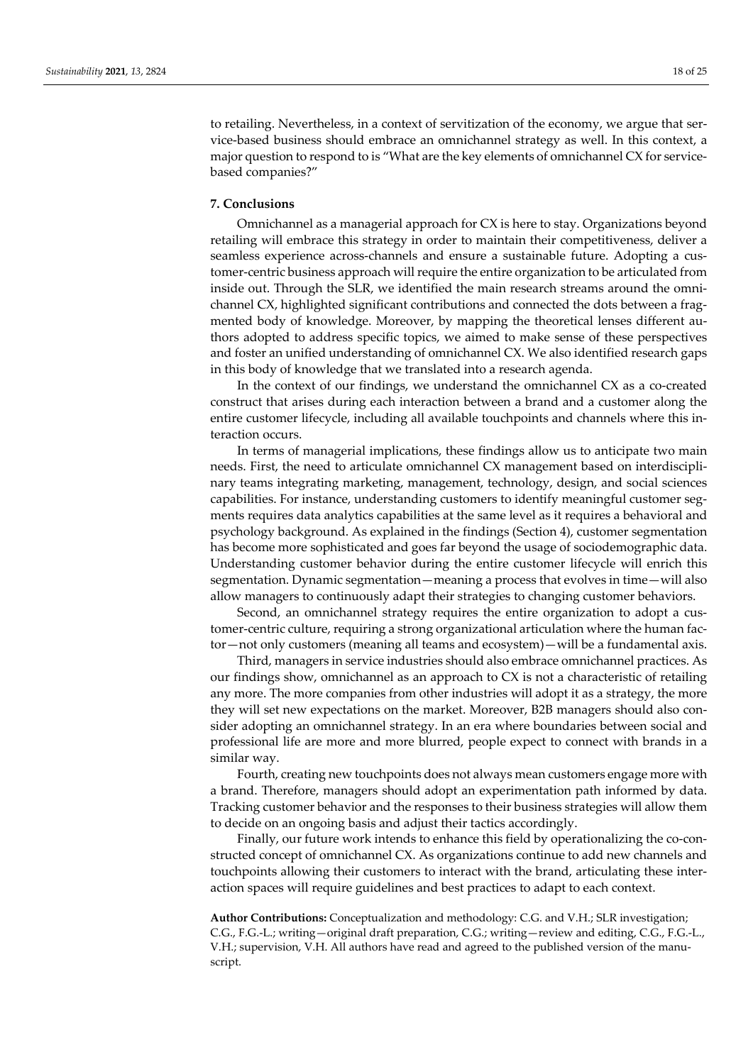to retailing. Nevertheless, in a context of servitization of the economy, we argue that service-based business should embrace an omnichannel strategy as well. In this context, a major question to respond to is "What are the key elements of omnichannel CX for service-based companies?"

## 7. Conclusions

Omnichannel as a managerial approach for CX is here to stay. Organizations beyond retailing will embrace this strategy in order to maintain their competitiveness, deliver a seamless experience across-channels and ensure a sustainable future. Adopting a customer-centric business approach will require the entire organization to be articulated from inside out. Through the SLR, we identified the main research streams around the omnichannel CX, highlighted significant contributions and connected the dots between a fragmented body of knowledge. Moreover, by mapping the theoretical lenses different authors adopted to address specific topics, we aimed to make sense of these perspectives and foster an unified understanding of omnichannel CX. We also identified research gaps in this body of knowledge that we translated into a research agenda.

In the context of our findings, we understand the omnichannel CX as a co-created construct that arises during each interaction between a brand and a customer along the entire customer lifecycle, including all available touchpoints and channels where this interaction occurs.

In terms of managerial implications, these findings allow us to anticipate two main needs. First, the need to articulate omnichannel CX management based on interdisciplinary teams integrating marketing, management, technology, design, and social sciences capabilities. For instance, understanding customers to identify meaningful customer segments requires data analytics capabilities at the same level as it requires a behavioral and psychology background. As explained in the findings (Section 4), customer segmentation has become more sophisticated and goes far beyond the usage of sociodemographic data. Understanding customer behavior during the entire customer lifecycle will enrich this segmentation. Dynamic segmentation—meaning a process that evolves in time—will also allow managers to continuously adapt their strategies to changing customer behaviors.

Second, an omnichannel strategy requires the entire organization to adopt a customer-centric culture, requiring a strong organizational articulation where the human factor—not only customers (meaning all teams and ecosystem)—will be a fundamental axis.

Third, managers in service industries should also embrace omnichannel practices. As our findings show, omnichannel as an approach to CX is not a characteristic of retailing any more. The more companies from other industries will adopt it as a strategy, the more they will set new expectations on the market. Moreover, B2B managers should also consider adopting an omnichannel strategy. In an era where boundaries between social and professional life are more and more blurred, people expect to connect with brands in a similar way.

Fourth, creating new touchpoints does not always mean customers engage more with a brand. Therefore, managers should adopt an experimentation path informed by data. Tracking customer behavior and the responses to their business strategies will allow them to decide on an ongoing basis and adjust their tactics accordingly.

Finally, our future work intends to enhance this field by operationalizing the co-constructed concept of omnichannel CX. As organizations continue to add new channels and touchpoints allowing their customers to interact with the brand, articulating these interaction spaces will require guidelines and best practices to adapt to each context.

**Author Contributions:** Conceptualization and methodology: C.G. and V.H.; SLR investigation; C.G., F.G.-L.; writing—original draft preparation, C.G.; writing—review and editing, C.G., F.G.-L., V.H.; supervision, V.H. All authors have read and agreed to the published version of the manuscript.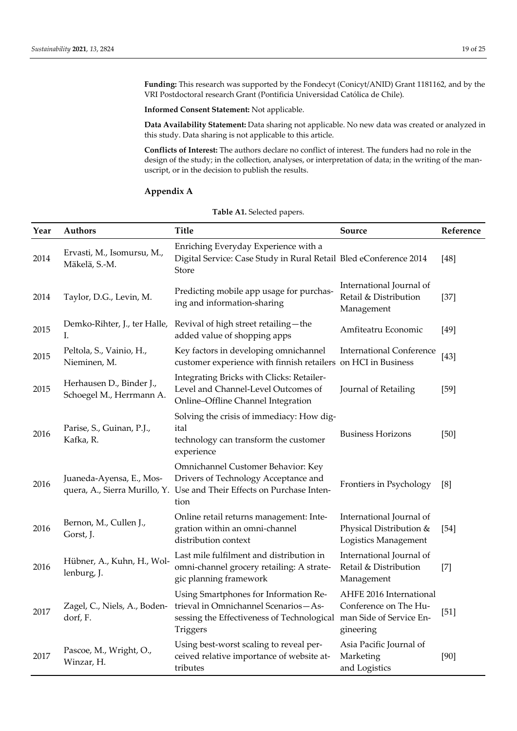**Funding:** This research was supported by the Fondecyt (Conicyt/ANID) Grant 1181162, and by the VRI Postdoctoral research Grant (Pontificia Universidad Católica de Chile).

**Informed Consent Statement:** Not applicable.

**Data Availability Statement:** Data sharing not applicable. No new data was created or analyzed in this study. Data sharing is not applicable to this article.

**Conflicts of Interest:** The authors declare no conflict of interest. The funders had no role in the design of the study; in the collection, analyses, or interpretation of data; in the writing of the manuscript, or in the decision to publish the results.

## Appendix A

**Table A1.** Selected papers.

| Year | Authors | Title | Source | Reference |
|---|---|---|---|---|
| 2014 | Ervasti, M., Isomursu, M., Mäkelä, S.-M. | Enriching Everyday Experience with a Digital Service: Case Study in Rural Retail Store | Bled eConference 2014 | [48] |
| 2014 | Taylor, D.G., Levin, M. | Predicting mobile app usage for purchasing and information-sharing | International Journal of Retail & Distribution Management | [37] |
| 2015 | Demko-Rihter, J., ter Halle, I. | Revival of high street retailing—the added value of shopping apps | Amfiteatru Economic | [49] |
| 2015 | Peltola, S., Vainio, H., Nieminen, M. | Key factors in developing omnichannel customer experience with finnish retailers | International Conference on HCI in Business | [43] |
| 2015 | Herhausen D., Binder J., Schoegel M., Herrmann A. | Integrating Bricks with Clicks: Retailer-Level and Channel-Level Outcomes of Online–Offline Channel Integration | Journal of Retailing | [59] |
| 2016 | Parise, S., Guinan, P.J., Kafka, R. | Solving the crisis of immediacy: How digital technology can transform the customer experience | Business Horizons | [50] |
| 2016 | Juaneda-Ayensa, E., Mosquera, A., Sierra Murillo, Y. | Omnichannel Customer Behavior: Key Drivers of Technology Acceptance and Use and Their Effects on Purchase Intention | Frontiers in Psychology | [8] |
| 2016 | Bernon, M., Cullen J., Gorst, J. | Online retail returns management: Integration within an omni-channel distribution context | International Journal of Physical Distribution & Logistics Management | [54] |
| 2016 | Hübner, A., Kuhn, H., Wollenburg, J. | Last mile fulfilment and distribution in omni-channel grocery retailing: A strategic planning framework | International Journal of Retail & Distribution Management | [7] |
| 2017 | Zagel, C., Niels, A., Bodendorf, F. | Using Smartphones for Information Retrieval in Omnichannel Scenarios—Assessing the Effectiveness of Technological Triggers | AHFE 2016 International Conference on The Human Side of Service Engineering | [51] |
| 2017 | Pascoe, M., Wright, O., Winzar, H. | Using best-worst scaling to reveal perceived relative importance of website attributes | Asia Pacific Journal of Marketing and Logistics | [90] |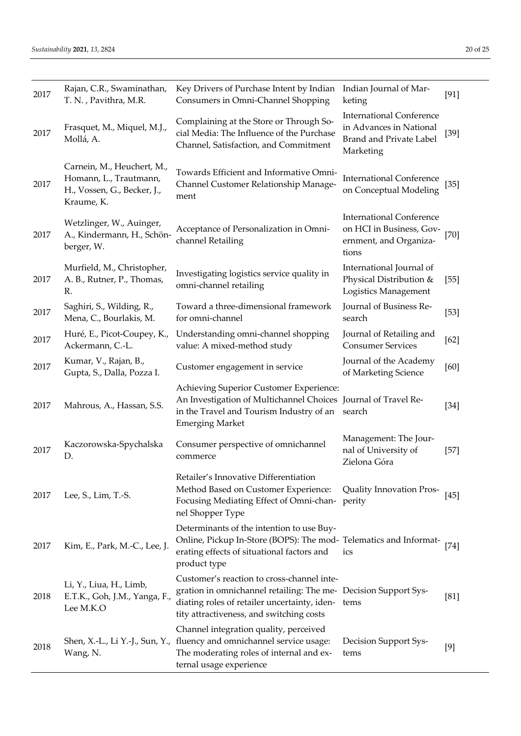| | | | | |
|---|---|---|---|---|
| 2017 | Rajan, C.R., Swaminathan, T. N. , Pavithra, M.R. | Key Drivers of Purchase Intent by Indian Consumers in Omni-Channel Shopping | Indian Journal of Marketing | [91] |
| 2017 | Frasquet, M., Miquel, M.J., Mollá, A. | Complaining at the Store or Through Social Media: The Influence of the Purchase Channel, Satisfaction, and Commitment | International Conference in Advances in National Brand and Private Label Marketing | [39] |
| 2017 | Carnein, M., Heuchert, M., Homann, L., Trautmann, H., Vossen, G., Becker, J., Kraume, K. | Towards Efficient and Informative Omni-Channel Customer Relationship Management | International Conference on Conceptual Modeling | [35] |
| 2017 | Wetzlinger, W., Auinger, A., Kindermann, H., Schönberger, W. | Acceptance of Personalization in Omni-channel Retailing | International Conference on HCI in Business, Government, and Organizations | [70] |
| 2017 | Murfield, M., Christopher, A. B., Rutner, P., Thomas, R. | Investigating logistics service quality in omni-channel retailing | International Journal of Physical Distribution & Logistics Management | [55] |
| 2017 | Saghiri, S., Wilding, R., Mena, C., Bourlakis, M. | Toward a three-dimensional framework for omni-channel | Journal of Business Research | [53] |
| 2017 | Huré, E., Picot-Coupey, K., Ackermann, C.-L. | Understanding omni-channel shopping value: A mixed-method study | Journal of Retailing and Consumer Services | [62] |
| 2017 | Kumar, V., Rajan, B., Gupta, S., Dalla, Pozza I. | Customer engagement in service | Journal of the Academy of Marketing Science | [60] |
| 2017 | Mahrous, A., Hassan, S.S. | Achieving Superior Customer Experience: An Investigation of Multichannel Choices in the Travel and Tourism Industry of an Emerging Market | Journal of Travel Research | [34] |
| 2017 | Kaczorowska-Spychalska D. | Consumer perspective of omnichannel commerce | Management: The Journal of University of Zielona Góra | [57] |
| 2017 | Lee, S., Lim, T.-S. | Retailer's Innovative Differentiation Method Based on Customer Experience: Focusing Mediating Effect of Omni-channel Shopper Type | Quality Innovation Prosperity | [45] |
| 2017 | Kim, E., Park, M.-C., Lee, J. | Determinants of the intention to use Buy-Online, Pickup In-Store (BOPS): The moderating effects of situational factors and product type | Telematics and Informatics | [74] |
| 2018 | Li, Y., Liua, H., Limb, E.T.K., Goh, J.M., Yanga, F., Lee M.K.O | Customer's reaction to cross-channel integration in omnichannel retailing: The mediating roles of retailer uncertainty, identity attractiveness, and switching costs | Decision Support Systems | [81] |
| 2018 | Shen, X.-L., Li Y.-J., Sun, Y., Wang, N. | Channel integration quality, perceived fluency and omnichannel service usage: The moderating roles of internal and external usage experience | Decision Support Systems | [9] |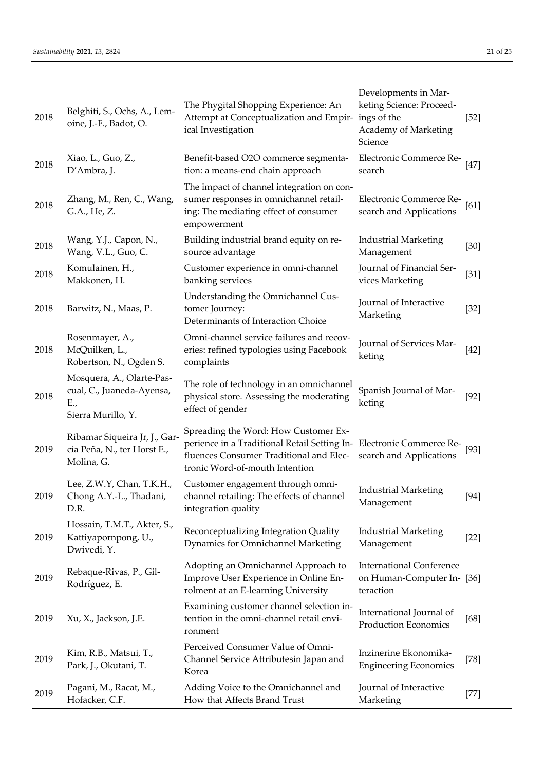| | | | | |
|---|---|---|---|---|
| 2018 | Belghiti, S., Ochs, A., Lemoine, J.-F., Badot, O. | The Phygital Shopping Experience: An Attempt at Conceptualization and Empirical Investigation | Developments in Marketing Science: Proceedings of the Academy of Marketing Science | [52] |
| 2018 | Xiao, L., Guo, Z., D'Ambra, J. | Benefit-based O2O commerce segmentation: a means-end chain approach | Electronic Commerce Research | [47] |
| 2018 | Zhang, M., Ren, C., Wang, G.A., He, Z. | The impact of channel integration on consumer responses in omnichannel retailing: The mediating effect of consumer empowerment | Electronic Commerce Research and Applications | [61] |
| 2018 | Wang, Y.J., Capon, N., Wang, V.L., Guo, C. | Building industrial brand equity on resource advantage | Industrial Marketing Management | [30] |
| 2018 | Komulainen, H., Makkonen, H. | Customer experience in omni-channel banking services | Journal of Financial Services Marketing | [31] |
| 2018 | Barwitz, N., Maas, P. | Understanding the Omnichannel Customer Journey: Determinants of Interaction Choice | Journal of Interactive Marketing | [32] |
| 2018 | Rosenmayer, A., McQuilken, L., Robertson, N., Ogden S. | Omni-channel service failures and recoveries: refined typologies using Facebook complaints | Journal of Services Marketing | [42] |
| 2018 | Mosquera, A., Olarte-Pascual, C., Juaneda-Ayensa, E., Sierra Murillo, Y. | The role of technology in an omnichannel physical store. Assessing the moderating effect of gender | Spanish Journal of Marketing | [92] |
| 2019 | Ribamar Siqueira Jr, J., García Peña, N., ter Horst E., Molina, G. | Spreading the Word: How Customer Experience in a Traditional Retail Setting Influences Consumer Traditional and Electronic Word-of-mouth Intention | Electronic Commerce Research and Applications | [93] |
| 2019 | Lee, Z.W.Y, Chan, T.K.H., Chong A.Y.-L., Thadani, D.R. | Customer engagement through omnichannel retailing: The effects of channel integration quality | Industrial Marketing Management | [94] |
| 2019 | Hossain, T.M.T., Akter, S., Kattiyapornpong, U., Dwivedi, Y. | Reconceptualizing Integration Quality Dynamics for Omnichannel Marketing | Industrial Marketing Management | [22] |
| 2019 | Rebaque-Rivas, P., Gil-Rodríguez, E. | Adopting an Omnichannel Approach to Improve User Experience in Online Enrolment at an E-learning University | International Conference on Human-Computer Interaction | [36] |
| 2019 | Xu, X., Jackson, J.E. | Examining customer channel selection intention in the omni-channel retail environment | International Journal of Production Economics | [68] |
| 2019 | Kim, R.B., Matsui, T., Park, J., Okutani, T. | Perceived Consumer Value of Omni-Channel Service Attributesin Japan and Korea | Inzinerine Ekonomika-Engineering Economics | [78] |
| 2019 | Pagani, M., Racat, M., Hofacker, C.F. | Adding Voice to the Omnichannel and How that Affects Brand Trust | Journal of Interactive Marketing | [77] |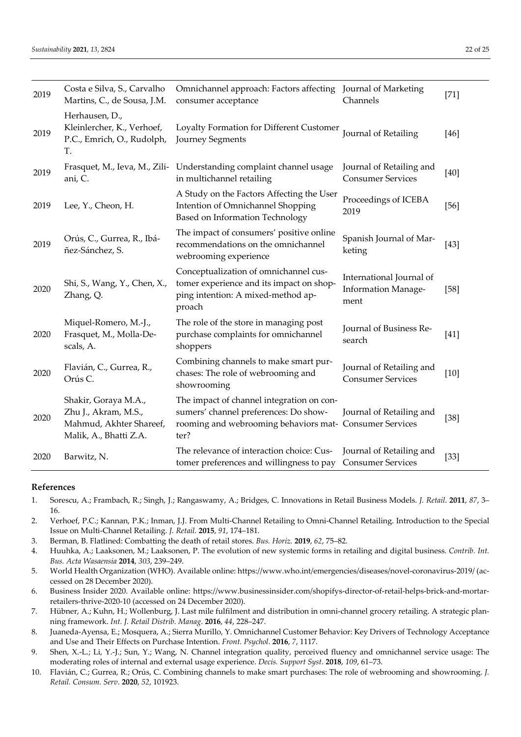| 2019 | Costa e Silva, S., Carvalho Martins, C., de Sousa, J.M. | Omnichannel approach: Factors affecting consumer acceptance | Journal of Marketing Channels | [71] |
|---|---|---|---|---|
| 2019 | Herhausen, D., Kleinlercher, K., Verhoef, P.C., Emrich, O., Rudolph, T. | Loyalty Formation for Different Customer Journey Segments | Journal of Retailing | [46] |
| 2019 | Frasquet, M., Ieva, M., Ziliani, C. | Understanding complaint channel usage in multichannel retailing | Journal of Retailing and Consumer Services | [40] |
| 2019 | Lee, Y., Cheon, H. | A Study on the Factors Affecting the User Intention of Omnichannel Shopping Based on Information Technology | Proceedings of ICEBA 2019 | [56] |
| 2019 | Orús, C., Gurrea, R., Ibáñez-Sánchez, S. | The impact of consumers' positive online recommendations on the omnichannel webrooming experience | Spanish Journal of Marketing | [43] |
| 2020 | Shi, S., Wang, Y., Chen, X., Zhang, Q. | Conceptualization of omnichannel customer experience and its impact on shopping intention: A mixed-method approach | International Journal of Information Management | [58] |
| 2020 | Miquel-Romero, M.-J., Frasquet, M., Molla-Descals, A. | The role of the store in managing post purchase complaints for omnichannel shoppers | Journal of Business Research | [41] |
| 2020 | Flavián, C., Gurrea, R., Orús C. | Combining channels to make smart purchases: The role of webrooming and showrooming | Journal of Retailing and Consumer Services | [10] |
| 2020 | Shakir, Goraya M.A., Zhu J., Akram, M.S., Mahmud, Akhter Shareef, Malik, A., Bhatti Z.A. | The impact of channel integration on consumers' channel preferences: Do showrooming and webrooming behaviors matter? | Journal of Retailing and Consumer Services | [38] |
| 2020 | Barwitz, N. | The relevance of interaction choice: Customer preferences and willingness to pay | Journal of Retailing and Consumer Services | [33] |

## References

1. Sorescu, A.; Frambach, R.; Singh, J.; Rangaswamy, A.; Bridges, C. Innovations in Retail Business Models. *J. Retail*. **2011**, *87*, 3–16.
2. Verhoef, P.C.; Kannan, P.K.; Inman, J.J. From Multi-Channel Retailing to Omni-Channel Retailing. Introduction to the Special Issue on Multi-Channel Retailing. *J. Retail*. **2015**, *91*, 174–181.
3. Berman, B. Flatlined: Combatting the death of retail stores. *Bus. Horiz.* **2019**, *62*, 75–82.
4. Huuhka, A.; Laaksonen, M.; Laaksonen, P. The evolution of new systemic forms in retailing and digital business. *Contrib. Int. Bus. Acta Wasaensia* **2014**, *303*, 239–249.
5. World Health Organization (WHO). Available online: https://www.who.int/emergencies/diseases/novel-coronavirus-2019/ (accessed on 28 December 2020).
6. Business Insider 2020. Available online: https://www.businessinsider.com/shopifys-director-of-retail-helps-brick-and-mortar-retailers-thrive-2020-10 (accessed on 24 December 2020).
7. Hübner, A.; Kuhn, H.; Wollenburg, J. Last mile fulfilment and distribution in omni-channel grocery retailing. A strategic planning framework. *Int. J. Retail Distrib. Manag*. **2016**, *44*, 228–247.
8. Juaneda-Ayensa, E.; Mosquera, A.; Sierra Murillo, Y. Omnichannel Customer Behavior: Key Drivers of Technology Acceptance and Use and Their Effects on Purchase Intention. *Front. Psychol*. **2016**, *7*, 1117.
9. Shen, X.-L.; Li, Y.-J.; Sun, Y.; Wang, N. Channel integration quality, perceived fluency and omnichannel service usage: The moderating roles of internal and external usage experience. *Decis. Support Syst*. **2018**, *109*, 61–73.
10. Flavián, C.; Gurrea, R.; Orús, C. Combining channels to make smart purchases: The role of webrooming and showrooming. *J. Retail. Consum. Serv*. **2020**, *52*, 101923.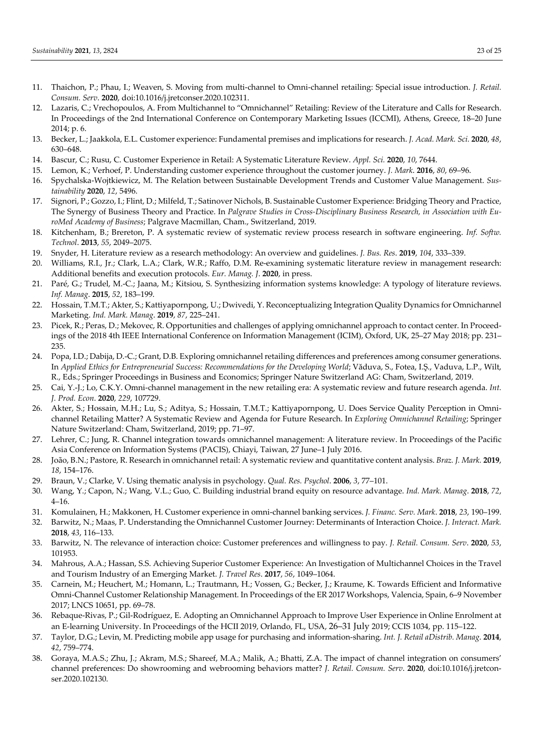11. Thaichon, P.; Phau, I.; Weaven, S. Moving from multi-channel to Omni-channel retailing: Special issue introduction. *J. Retail. Consum. Serv.* **2020**, doi:10.1016/j.jretconser.2020.102311.
12. Lazaris, C.; Vrechopoulos, A. From Multichannel to "Omnichannel" Retailing: Review of the Literature and Calls for Research. In Proceedings of the 2nd International Conference on Contemporary Marketing Issues (ICCMI), Athens, Greece, 18–20 June 2014; p. 6.
13. Becker, L.; Jaakkola, E.L. Customer experience: Fundamental premises and implications for research. *J. Acad. Mark. Sci.* **2020**, *48*, 630–648.
14. Bascur, C.; Rusu, C. Customer Experience in Retail: A Systematic Literature Review. *Appl. Sci.* **2020**, *10*, 7644.
15. Lemon, K.; Verhoef, P. Understanding customer experience throughout the customer journey. *J. Mark.* **2016**, *80*, 69–96.
16. Spychalska-Wojtkiewicz, M. The Relation between Sustainable Development Trends and Customer Value Management. *Sustainability* **2020**, *12*, 5496.
17. Signori, P.; Gozzo, I.; Flint, D.; Milfeld, T.; Satinover Nichols, B. Sustainable Customer Experience: Bridging Theory and Practice, The Synergy of Business Theory and Practice. In *Palgrave Studies in Cross-Disciplinary Business Research, in Association with EuroMed Academy of Business*; Palgrave Macmillan, Cham., Switzerland, 2019.
18. Kitchenham, B.; Brereton, P. A systematic review of systematic review process research in software engineering. *Inf. Softw. Technol*. **2013**, *55*, 2049–2075.
19. Snyder, H. Literature review as a research methodology: An overview and guidelines. *J. Bus. Res*. **2019**, *104*, 333–339.
20. Williams, R.I., Jr.; Clark, L.A.; Clark, W.R.; Raffo, D.M. Re-examining systematic literature review in management research: Additional benefits and execution protocols. *Eur. Manag. J*. **2020**, in press.
21. Paré, G.; Trudel, M.-C.; Jaana, M.; Kitsiou, S. Synthesizing information systems knowledge: A typology of literature reviews. *Inf. Manag*. **2015**, *52*, 183–199.
22. Hossain, T.M.T.; Akter, S.; Kattiyapornpong, U.; Dwivedi, Y. Reconceptualizing Integration Quality Dynamics for Omnichannel Marketing. *Ind. Mark. Manag*. **2019**, *87*, 225–241.
23. Picek, R.; Peras, D.; Mekovec, R. Opportunities and challenges of applying omnichannel approach to contact center. In Proceedings of the 2018 4th IEEE International Conference on Information Management (ICIM), Oxford, UK, 25–27 May 2018; pp. 231–235.
24. Popa, I.D.; Dabija, D.-C.; Grant, D.B. Exploring omnichannel retailing differences and preferences among consumer generations. In *Applied Ethics for Entrepreneurial Success: Recommendations for the Developing World*; Văduva, S., Fotea, I.Ș., Vaduva, L.P., Wilt, R., Eds.; Springer Proceedings in Business and Economics; Springer Nature Switzerland AG: Cham, Switzerland, 2019.
25. Cai, Y.-J.; Lo, C.K.Y. Omni-channel management in the new retailing era: A systematic review and future research agenda. *Int. J. Prod. Econ*. **2020**, *229*, 107729.
26. Akter, S.; Hossain, M.H.; Lu, S.; Aditya, S.; Hossain, T.M.T.; Kattiyapornpong, U. Does Service Quality Perception in Omnichannel Retailing Matter? A Systematic Review and Agenda for Future Research. In *Exploring Omnichannel Retailing*; Springer Nature Switzerland: Cham, Switzerland, 2019; pp. 71–97.
27. Lehrer, C.; Jung, R. Channel integration towards omnichannel management: A literature review. In Proceedings of the Pacific Asia Conference on Information Systems (PACIS), Chiayi, Taiwan, 27 June–1 July 2016.
28. João, B.N.; Pastore, R. Research in omnichannel retail: A systematic review and quantitative content analysis. *Braz. J. Mark.* **2019**, *18*, 154–176.
29. Braun, V.; Clarke, V. Using thematic analysis in psychology. *Qual. Res. Psychol*. **2006**, *3*, 77–101.
30. Wang, Y.; Capon, N.; Wang, V.L.; Guo, C. Building industrial brand equity on resource advantage. *Ind. Mark. Manag*. **2018**, *72*, 4–16.
31. Komulainen, H.; Makkonen, H. Customer experience in omni-channel banking services. *J. Financ. Serv. Mark*. **2018**, *23*, 190–199.
32. Barwitz, N.; Maas, P. Understanding the Omnichannel Customer Journey: Determinants of Interaction Choice. *J. Interact. Mark.* **2018**, *43*, 116–133.
33. Barwitz, N. The relevance of interaction choice: Customer preferences and willingness to pay. *J. Retail. Consum. Serv*. **2020**, *53*, 101953.
34. Mahrous, A.A.; Hassan, S.S. Achieving Superior Customer Experience: An Investigation of Multichannel Choices in the Travel and Tourism Industry of an Emerging Market. *J. Travel Res*. **2017**, *56*, 1049–1064.
35. Carnein, M.; Heuchert, M.; Homann, L.; Trautmann, H.; Vossen, G.; Becker, J.; Kraume, K. Towards Efficient and Informative Omni-Channel Customer Relationship Management. In Proceedings of the ER 2017 Workshops, Valencia, Spain, 6–9 November 2017; LNCS 10651, pp. 69–78.
36. Rebaque-Rivas, P.; Gil-Rodríguez, E. Adopting an Omnichannel Approach to Improve User Experience in Online Enrolment at an E-learning University. In Proceedings of the HCII 2019, Orlando, FL, USA, 26–31 July 2019; CCIS 1034, pp. 115–122.
37. Taylor, D.G.; Levin, M. Predicting mobile app usage for purchasing and information-sharing. *Int. J. Retail aDistrib. Manag*. **2014**, *42*, 759–774.
38. Goraya, M.A.S.; Zhu, J.; Akram, M.S.; Shareef, M.A.; Malik, A.; Bhatti, Z.A. The impact of channel integration on consumers' channel preferences: Do showrooming and webrooming behaviors matter? *J. Retail. Consum. Serv*. **2020**, doi:10.1016/j.jretconser.2020.102130.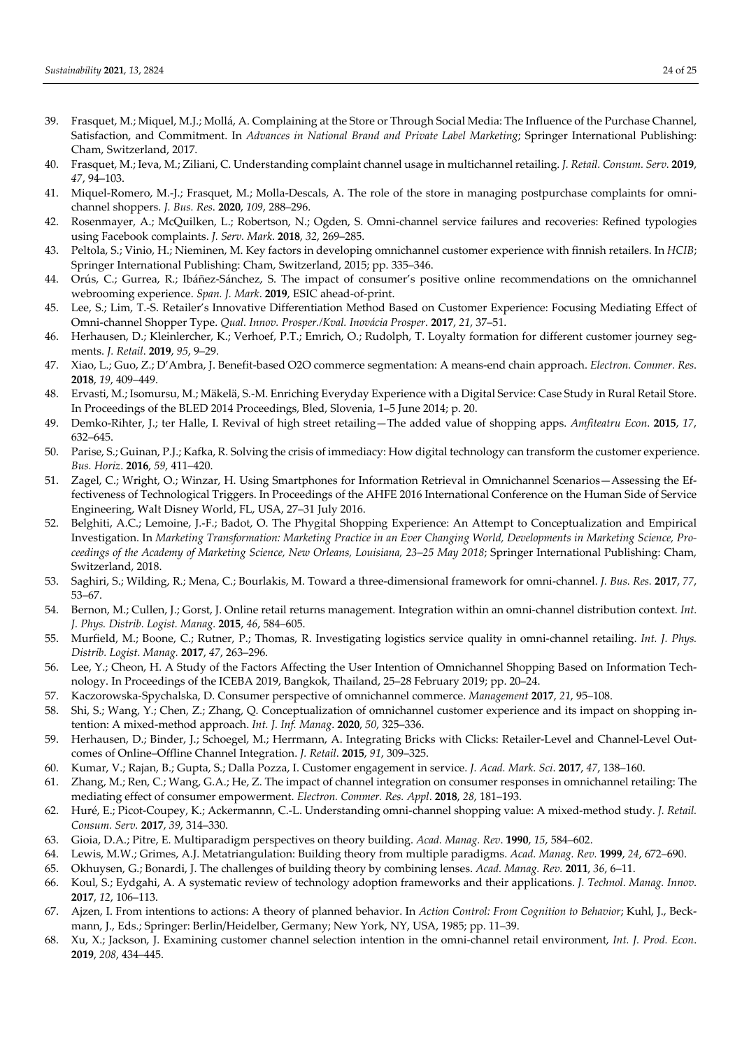39. Frasquet, M.; Miquel, M.J.; Mollá, A. Complaining at the Store or Through Social Media: The Influence of the Purchase Channel, Satisfaction, and Commitment. In *Advances in National Brand and Private Label Marketing*; Springer International Publishing: Cham, Switzerland, 2017.
40. Frasquet, M.; Ieva, M.; Ziliani, C. Understanding complaint channel usage in multichannel retailing. *J. Retail. Consum. Serv.* **2019**, *47*, 94–103.
41. Miquel-Romero, M.-J.; Frasquet, M.; Molla-Descals, A. The role of the store in managing postpurchase complaints for omnichannel shoppers. *J. Bus. Res*. **2020**, *109*, 288–296.
42. Rosenmayer, A.; McQuilken, L.; Robertson, N.; Ogden, S. Omni-channel service failures and recoveries: Refined typologies using Facebook complaints. *J. Serv. Mark*. **2018**, *32*, 269–285.
43. Peltola, S.; Vinio, H.; Nieminen, M. Key factors in developing omnichannel customer experience with finnish retailers. In *HCIB*; Springer International Publishing: Cham, Switzerland, 2015; pp. 335–346.
44. Orús, C.; Gurrea, R.; Ibáñez-Sánchez, S. The impact of consumer's positive online recommendations on the omnichannel webrooming experience. *Span. J. Mark*. **2019**, ESIC ahead-of-print.
45. Lee, S.; Lim, T.-S. Retailer's Innovative Differentiation Method Based on Customer Experience: Focusing Mediating Effect of Omni-channel Shopper Type. *Qual. Innov. Prosper./Kval. Inovácia Prosper*. **2017**, *21*, 37–51.
46. Herhausen, D.; Kleinlercher, K.; Verhoef, P.T.; Emrich, O.; Rudolph, T. Loyalty formation for different customer journey segments. *J. Retail*. **2019**, *95*, 9–29.
47. Xiao, L.; Guo, Z.; D'Ambra, J. Benefit-based O2O commerce segmentation: A means-end chain approach. *Electron. Commer. Res*. **2018**, *19*, 409–449.
48. Ervasti, M.; Isomursu, M.; Mäkelä, S.-M. Enriching Everyday Experience with a Digital Service: Case Study in Rural Retail Store. In Proceedings of the BLED 2014 Proceedings, Bled, Slovenia, 1–5 June 2014; p. 20.
49. Demko-Rihter, J.; ter Halle, I. Revival of high street retailing—The added value of shopping apps. *Amfiteatru Econ*. **2015**, *17*, 632–645.
50. Parise, S.; Guinan, P.J.; Kafka, R. Solving the crisis of immediacy: How digital technology can transform the customer experience. *Bus. Horiz*. **2016**, *59*, 411–420.
51. Zagel, C.; Wright, O.; Winzar, H. Using Smartphones for Information Retrieval in Omnichannel Scenarios—Assessing the Effectiveness of Technological Triggers. In Proceedings of the AHFE 2016 International Conference on the Human Side of Service Engineering, Walt Disney World, FL, USA, 27–31 July 2016.
52. Belghiti, A.C.; Lemoine, J.-F.; Badot, O. The Phygital Shopping Experience: An Attempt to Conceptualization and Empirical Investigation. In *Marketing Transformation: Marketing Practice in an Ever Changing World, Developments in Marketing Science, Proceedings of the Academy of Marketing Science, New Orleans, Louisiana, 23–25 May 2018*; Springer International Publishing: Cham, Switzerland, 2018.
53. Saghiri, S.; Wilding, R.; Mena, C.; Bourlakis, M. Toward a three-dimensional framework for omni-channel. *J. Bus. Res.* **2017**, *77*, 53–67.
54. Bernon, M.; Cullen, J.; Gorst, J. Online retail returns management. Integration within an omni-channel distribution context. *Int. J. Phys. Distrib. Logist. Manag.* **2015**, *46*, 584–605.
55. Murfield, M.; Boone, C.; Rutner, P.; Thomas, R. Investigating logistics service quality in omni-channel retailing. *Int. J. Phys. Distrib. Logist. Manag.* **2017**, *47*, 263–296.
56. Lee, Y.; Cheon, H. A Study of the Factors Affecting the User Intention of Omnichannel Shopping Based on Information Technology. In Proceedings of the ICEBA 2019, Bangkok, Thailand, 25–28 February 2019; pp. 20–24.
57. Kaczorowska-Spychalska, D. Consumer perspective of omnichannel commerce. *Management* **2017**, *21*, 95–108.
58. Shi, S.; Wang, Y.; Chen, Z.; Zhang, Q. Conceptualization of omnichannel customer experience and its impact on shopping intention: A mixed-method approach. *Int. J. Inf. Manag*. **2020**, *50*, 325–336.
59. Herhausen, D.; Binder, J.; Schoegel, M.; Herrmann, A. Integrating Bricks with Clicks: Retailer-Level and Channel-Level Outcomes of Online–Offline Channel Integration. *J. Retail*. **2015**, *91*, 309–325.
60. Kumar, V.; Rajan, B.; Gupta, S.; Dalla Pozza, I. Customer engagement in service. *J. Acad. Mark. Sci*. **2017**, *47*, 138–160.
61. Zhang, M.; Ren, C.; Wang, G.A.; He, Z. The impact of channel integration on consumer responses in omnichannel retailing: The mediating effect of consumer empowerment. *Electron. Commer. Res. Appl*. **2018**, *28*, 181–193.
62. Huré, E.; Picot-Coupey, K.; Ackermannn, C.-L. Understanding omni-channel shopping value: A mixed-method study. *J. Retail. Consum. Serv*. **2017**, *39*, 314–330.
63. Gioia, D.A.; Pitre, E. Multiparadigm perspectives on theory building. *Acad. Manag. Rev*. **1990**, *15*, 584–602.
64. Lewis, M.W.; Grimes, A.J. Metatriangulation: Building theory from multiple paradigms. *Acad. Manag. Rev.* **1999**, *24*, 672–690.
65. Okhuysen, G.; Bonardi, J. The challenges of building theory by combining lenses. *Acad. Manag. Rev.* **2011**, *36*, 6–11.
66. Koul, S.; Eydgahi, A. A systematic review of technology adoption frameworks and their applications. *J. Technol. Manag. Innov*. **2017**, *12*, 106–113.
67. Ajzen, I. From intentions to actions: A theory of planned behavior. In *Action Control: From Cognition to Behavior*; Kuhl, J., Beckmann, J., Eds.; Springer: Berlin/Heidelber, Germany; New York, NY, USA, 1985; pp. 11–39.
68. Xu, X.; Jackson, J. Examining customer channel selection intention in the omni-channel retail environment, *Int. J. Prod. Econ*. **2019**, *208*, 434–445.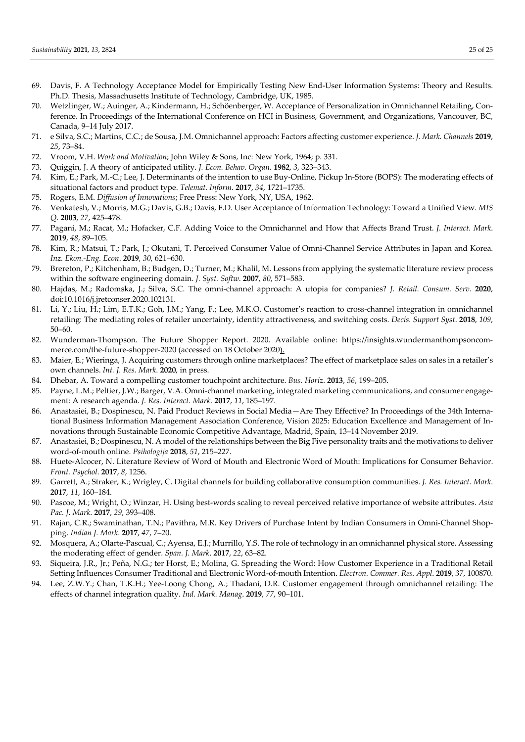69. Davis, F. A Technology Acceptance Model for Empirically Testing New End-User Information Systems: Theory and Results. Ph.D. Thesis, Massachusetts Institute of Technology, Cambridge, UK, 1985.
70. Wetzlinger, W.; Auinger, A.; Kindermann, H.; Schöenberger, W. Acceptance of Personalization in Omnichannel Retailing, Conference. In Proceedings of the International Conference on HCI in Business, Government, and Organizations, Vancouver, BC, Canada, 9–14 July 2017.
71. e Silva, S.C.; Martins, C.C.; de Sousa, J.M. Omnichannel approach: Factors affecting customer experience. *J. Mark. Channels* **2019**, *25*, 73–84.
72. Vroom, V.H. *Work and Motivation*; John Wiley & Sons, Inc: New York, 1964; p. 331.
73. Quiggin, J. A theory of anticipated utility. *J. Econ. Behav. Organ*. **1982**, *3*, 323–343.
74. Kim, E.; Park, M.-C.; Lee, J. Determinants of the intention to use Buy-Online, Pickup In-Store (BOPS): The moderating effects of situational factors and product type. *Telemat. Inform*. **2017**, *34*, 1721–1735.
75. Rogers, E.M. *Diffusion of Innovations*; Free Press: New York, NY, USA, 1962.
76. Venkatesh, V.; Morris, M.G.; Davis, G.B.; Davis, F.D. User Acceptance of Information Technology: Toward a Unified View. *MIS Q*. **2003**, *27*, 425–478.
77. Pagani, M.; Racat, M.; Hofacker, C.F. Adding Voice to the Omnichannel and How that Affects Brand Trust. *J. Interact. Mark*. **2019**, *48*, 89–105.
78. Kim, R.; Matsui, T.; Park, J.; Okutani, T. Perceived Consumer Value of Omni-Channel Service Attributes in Japan and Korea. *Inz. Ekon.-Eng. Econ*. **2019**, *30*, 621–630.
79. Brereton, P.; Kitchenham, B.; Budgen, D.; Turner, M.; Khalil, M. Lessons from applying the systematic literature review process within the software engineering domain. *J. Syst. Softw*. **2007**, *80*, 571–583.
80. Hajdas, M.; Radomska, J.; Silva, S.C. The omni-channel approach: A utopia for companies? *J. Retail. Consum. Serv.* **2020**, doi:10.1016/j.jretconser.2020.102131.
81. Li, Y.; Liu, H.; Lim, E.T.K.; Goh, J.M.; Yang, F.; Lee, M.K.O. Customer's reaction to cross-channel integration in omnichannel retailing: The mediating roles of retailer uncertainty, identity attractiveness, and switching costs. *Decis. Support Syst*. **2018**, *109*, 50–60.
82. Wunderman-Thompson. The Future Shopper Report. 2020. Available online: https://insights.wundermanthompsoncommerce.com/the-future-shopper-2020 (accessed on 18 October 2020).
83. Maier, E.; Wieringa, J. Acquiring customers through online marketplaces? The effect of marketplace sales on sales in a retailer's own channels. *Int. J. Res. Mark*. **2020**, in press.
84. Dhebar, A. Toward a compelling customer touchpoint architecture. *Bus. Horiz*. **2013**, *56*, 199–205.
85. Payne, L.M.; Peltier, J.W.; Barger, V.A. Omni-channel marketing, integrated marketing communications, and consumer engagement: A research agenda. *J. Res. Interact. Mark*. **2017**, *11*, 185–197.
86. Anastasiei, B.; Dospinescu, N. Paid Product Reviews in Social Media—Are They Effective? In Proceedings of the 34th International Business Information Management Association Conference, Vision 2025: Education Excellence and Management of Innovations through Sustainable Economic Competitive Advantage, Madrid, Spain, 13–14 November 2019.
87. Anastasiei, B.; Dospinescu, N. A model of the relationships between the Big Five personality traits and the motivations to deliver word-of-mouth online. *Psihologija* **2018**, *51*, 215–227.
88. Huete-Alcocer, N. Literature Review of Word of Mouth and Electronic Word of Mouth: Implications for Consumer Behavior. *Front. Psychol*. **2017**, *8*, 1256.
89. Garrett, A.; Straker, K.; Wrigley, C. Digital channels for building collaborative consumption communities. *J. Res. Interact. Mark*. **2017**, *11*, 160–184.
90. Pascoe, M.; Wright, O.; Winzar, H. Using best-words scaling to reveal perceived relative importance of website attributes. *Asia Pac. J. Mark.* **2017**, *29*, 393–408.
91. Rajan, C.R.; Swaminathan, T.N.; Pavithra, M.R. Key Drivers of Purchase Intent by Indian Consumers in Omni-Channel Shopping. *Indian J. Mark*. **2017**, *47*, 7–20.
92. Mosquera, A.; Olarte-Pascual, C.; Ayensa, E.J.; Murrillo, Y.S. The role of technology in an omnichannel physical store. Assessing the moderating effect of gender. *Span. J. Mark*. **2017**, *22*, 63–82.
93. Siqueira, J.R., Jr.; Peña, N.G.; ter Horst, E.; Molina, G. Spreading the Word: How Customer Experience in a Traditional Retail Setting Influences Consumer Traditional and Electronic Word-of-mouth Intention. *Electron. Commer. Res. Appl*. **2019**, *37*, 100870.
94. Lee, Z.W.Y.; Chan, T.K.H.; Yee-Loong Chong, A.; Thadani, D.R. Customer engagement through omnichannel retailing: The effects of channel integration quality. *Ind. Mark. Manag*. **2019**, *77*, 90–101.